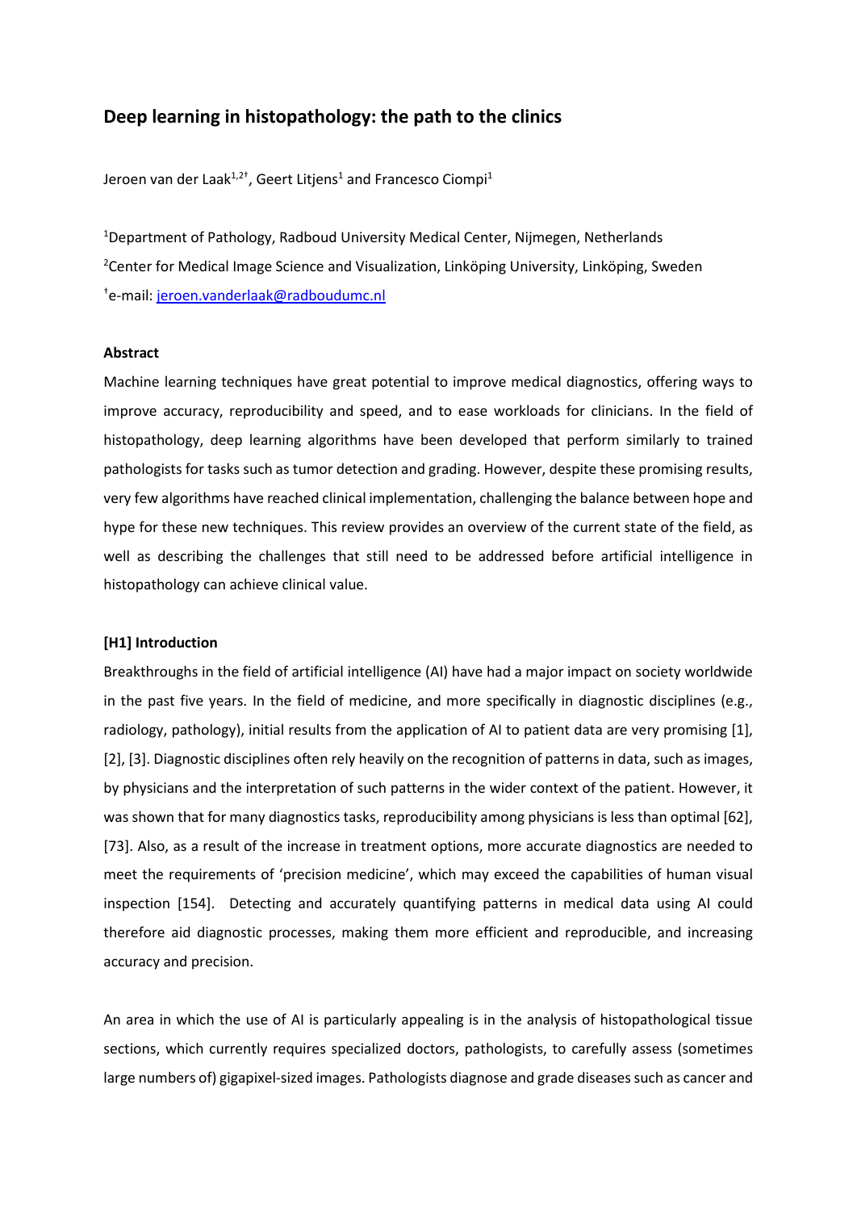# Deep learning in histopathology: the path to the clinics

Jeroen van der Laak[1,2†], Geert Litjens[1] and Francesco Ciompi[1]

[1]Department of Pathology, Radboud University Medical Center, Nijmegen, Netherlands

[2]Center for Medical Image Science and Visualization, Linköping University, Linköping, Sweden

[†]e-mail: jeroen.vanderlaak@radboudumc.nl

**Abstract**

Machine learning techniques have great potential to improve medical diagnostics, offering ways to improve accuracy, reproducibility and speed, and to ease workloads for clinicians. In the field of histopathology, deep learning algorithms have been developed that perform similarly to trained pathologists for tasks such as tumor detection and grading. However, despite these promising results, very few algorithms have reached clinical implementation, challenging the balance between hope and hype for these new techniques. This review provides an overview of the current state of the field, as well as describing the challenges that still need to be addressed before artificial intelligence in histopathology can achieve clinical value.

**[H1] Introduction**

Breakthroughs in the field of artificial intelligence (AI) have had a major impact on society worldwide in the past five years. In the field of medicine, and more specifically in diagnostic disciplines (e.g., radiology, pathology), initial results from the application of AI to patient data are very promising [1], [2], [3]. Diagnostic disciplines often rely heavily on the recognition of patterns in data, such as images, by physicians and the interpretation of such patterns in the wider context of the patient. However, it was shown that for many diagnostics tasks, reproducibility among physicians is less than optimal [62], [73]. Also, as a result of the increase in treatment options, more accurate diagnostics are needed to meet the requirements of 'precision medicine', which may exceed the capabilities of human visual inspection [154]. Detecting and accurately quantifying patterns in medical data using AI could therefore aid diagnostic processes, making them more efficient and reproducible, and increasing accuracy and precision.

An area in which the use of AI is particularly appealing is in the analysis of histopathological tissue sections, which currently requires specialized doctors, pathologists, to carefully assess (sometimes large numbers of) gigapixel-sized images. Pathologists diagnose and grade diseases such as cancer and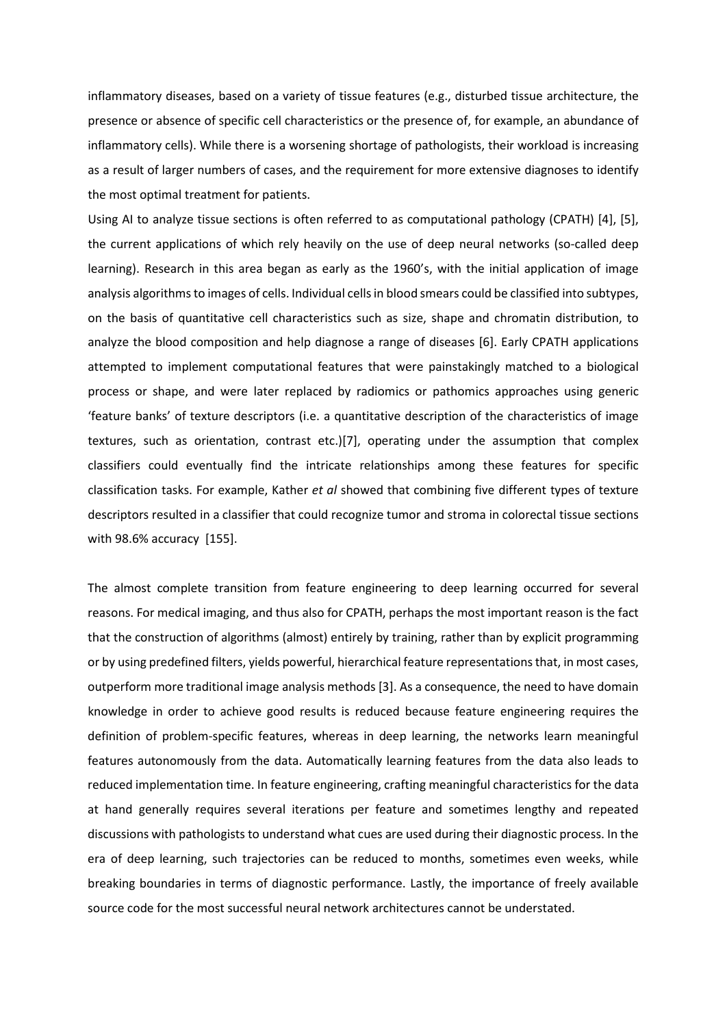inflammatory diseases, based on a variety of tissue features (e.g., disturbed tissue architecture, the presence or absence of specific cell characteristics or the presence of, for example, an abundance of inflammatory cells). While there is a worsening shortage of pathologists, their workload is increasing as a result of larger numbers of cases, and the requirement for more extensive diagnoses to identify the most optimal treatment for patients.

Using AI to analyze tissue sections is often referred to as computational pathology (CPATH) [4], [5], the current applications of which rely heavily on the use of deep neural networks (so-called deep learning). Research in this area began as early as the 1960's, with the initial application of image analysis algorithms to images of cells. Individual cells in blood smears could be classified into subtypes, on the basis of quantitative cell characteristics such as size, shape and chromatin distribution, to analyze the blood composition and help diagnose a range of diseases [6]. Early CPATH applications attempted to implement computational features that were painstakingly matched to a biological process or shape, and were later replaced by radiomics or pathomics approaches using generic 'feature banks' of texture descriptors (i.e. a quantitative description of the characteristics of image textures, such as orientation, contrast etc.)[7], operating under the assumption that complex classifiers could eventually find the intricate relationships among these features for specific classification tasks. For example, Kather *et al* showed that combining five different types of texture descriptors resulted in a classifier that could recognize tumor and stroma in colorectal tissue sections with 98.6% accuracy [155].

The almost complete transition from feature engineering to deep learning occurred for several reasons. For medical imaging, and thus also for CPATH, perhaps the most important reason is the fact that the construction of algorithms (almost) entirely by training, rather than by explicit programming or by using predefined filters, yields powerful, hierarchical feature representations that, in most cases, outperform more traditional image analysis methods [3]. As a consequence, the need to have domain knowledge in order to achieve good results is reduced because feature engineering requires the definition of problem-specific features, whereas in deep learning, the networks learn meaningful features autonomously from the data. Automatically learning features from the data also leads to reduced implementation time. In feature engineering, crafting meaningful characteristics for the data at hand generally requires several iterations per feature and sometimes lengthy and repeated discussions with pathologists to understand what cues are used during their diagnostic process. In the era of deep learning, such trajectories can be reduced to months, sometimes even weeks, while breaking boundaries in terms of diagnostic performance. Lastly, the importance of freely available source code for the most successful neural network architectures cannot be understated.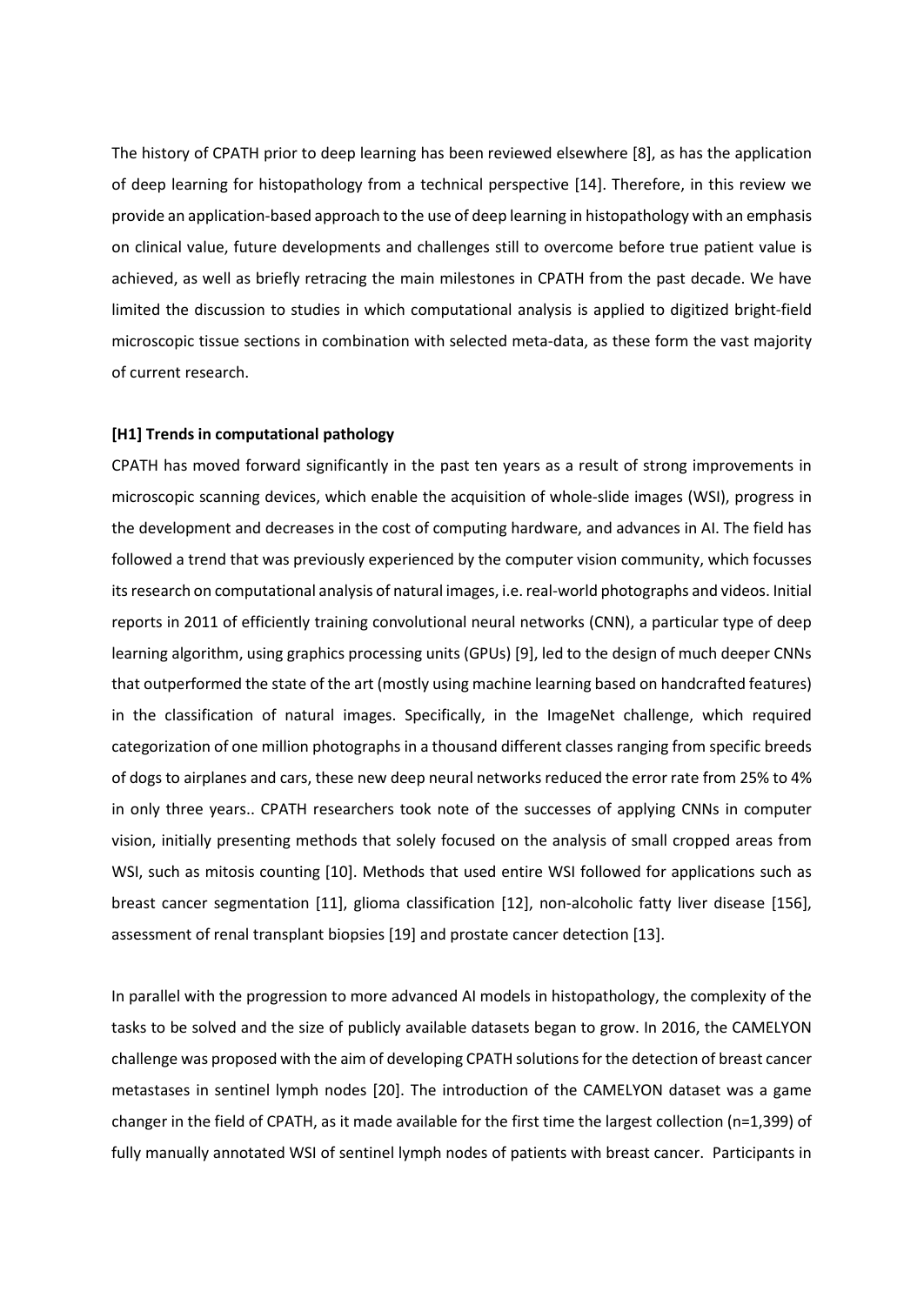The history of CPATH prior to deep learning has been reviewed elsewhere [8], as has the application of deep learning for histopathology from a technical perspective [14]. Therefore, in this review we provide an application-based approach to the use of deep learning in histopathology with an emphasis on clinical value, future developments and challenges still to overcome before true patient value is achieved, as well as briefly retracing the main milestones in CPATH from the past decade. We have limited the discussion to studies in which computational analysis is applied to digitized bright-field microscopic tissue sections in combination with selected meta-data, as these form the vast majority of current research.

# [H1] Trends in computational pathology

CPATH has moved forward significantly in the past ten years as a result of strong improvements in microscopic scanning devices, which enable the acquisition of whole-slide images (WSI), progress in the development and decreases in the cost of computing hardware, and advances in AI. The field has followed a trend that was previously experienced by the computer vision community, which focusses its research on computational analysis of natural images, i.e. real-world photographs and videos. Initial reports in 2011 of efficiently training convolutional neural networks (CNN), a particular type of deep learning algorithm, using graphics processing units (GPUs) [9], led to the design of much deeper CNNs that outperformed the state of the art (mostly using machine learning based on handcrafted features) in the classification of natural images. Specifically, in the ImageNet challenge, which required categorization of one million photographs in a thousand different classes ranging from specific breeds of dogs to airplanes and cars, these new deep neural networks reduced the error rate from 25% to 4% in only three years.. CPATH researchers took note of the successes of applying CNNs in computer vision, initially presenting methods that solely focused on the analysis of small cropped areas from WSI, such as mitosis counting [10]. Methods that used entire WSI followed for applications such as breast cancer segmentation [11], glioma classification [12], non-alcoholic fatty liver disease [156], assessment of renal transplant biopsies [19] and prostate cancer detection [13].

In parallel with the progression to more advanced AI models in histopathology, the complexity of the tasks to be solved and the size of publicly available datasets began to grow. In 2016, the CAMELYON challenge was proposed with the aim of developing CPATH solutions for the detection of breast cancer metastases in sentinel lymph nodes [20]. The introduction of the CAMELYON dataset was a game changer in the field of CPATH, as it made available for the first time the largest collection (n=1,399) of fully manually annotated WSI of sentinel lymph nodes of patients with breast cancer. Participants in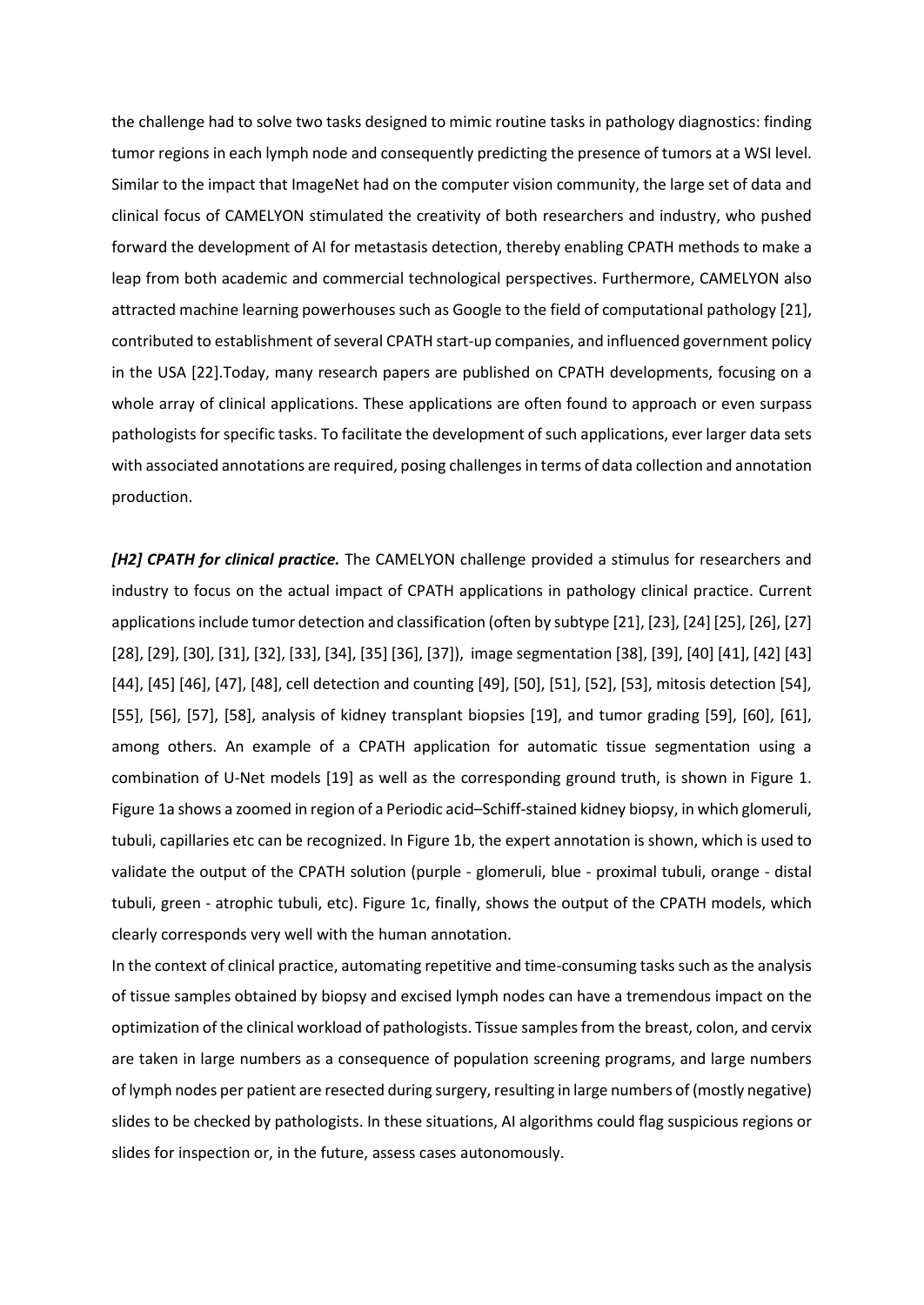the challenge had to solve two tasks designed to mimic routine tasks in pathology diagnostics: finding tumor regions in each lymph node and consequently predicting the presence of tumors at a WSI level. Similar to the impact that ImageNet had on the computer vision community, the large set of data and clinical focus of CAMELYON stimulated the creativity of both researchers and industry, who pushed forward the development of AI for metastasis detection, thereby enabling CPATH methods to make a leap from both academic and commercial technological perspectives. Furthermore, CAMELYON also attracted machine learning powerhouses such as Google to the field of computational pathology [21], contributed to establishment of several CPATH start-up companies, and influenced government policy in the USA [22].Today, many research papers are published on CPATH developments, focusing on a whole array of clinical applications. These applications are often found to approach or even surpass pathologists for specific tasks. To facilitate the development of such applications, ever larger data sets with associated annotations are required, posing challenges in terms of data collection and annotation production.

***[H2] CPATH for clinical practice.*** The CAMELYON challenge provided a stimulus for researchers and industry to focus on the actual impact of CPATH applications in pathology clinical practice. Current applications include tumor detection and classification (often by subtype [21], [23], [24] [25], [26], [27] [28], [29], [30], [31], [32], [33], [34], [35] [36], [37]), image segmentation [38], [39], [40] [41], [42] [43] [44], [45] [46], [47], [48], cell detection and counting [49], [50], [51], [52], [53], mitosis detection [54], [55], [56], [57], [58], analysis of kidney transplant biopsies [19], and tumor grading [59], [60], [61], among others. An example of a CPATH application for automatic tissue segmentation using a combination of U-Net models [19] as well as the corresponding ground truth, is shown in Figure 1. Figure 1a shows a zoomed in region of a Periodic acid–Schiff-stained kidney biopsy, in which glomeruli, tubuli, capillaries etc can be recognized. In Figure 1b, the expert annotation is shown, which is used to validate the output of the CPATH solution (purple - glomeruli, blue - proximal tubuli, orange - distal tubuli, green - atrophic tubuli, etc). Figure 1c, finally, shows the output of the CPATH models, which clearly corresponds very well with the human annotation.

In the context of clinical practice, automating repetitive and time-consuming tasks such as the analysis of tissue samples obtained by biopsy and excised lymph nodes can have a tremendous impact on the optimization of the clinical workload of pathologists. Tissue samples from the breast, colon, and cervix are taken in large numbers as a consequence of population screening programs, and large numbers of lymph nodes per patient are resected during surgery, resulting in large numbers of (mostly negative) slides to be checked by pathologists. In these situations, AI algorithms could flag suspicious regions or slides for inspection or, in the future, assess cases autonomously.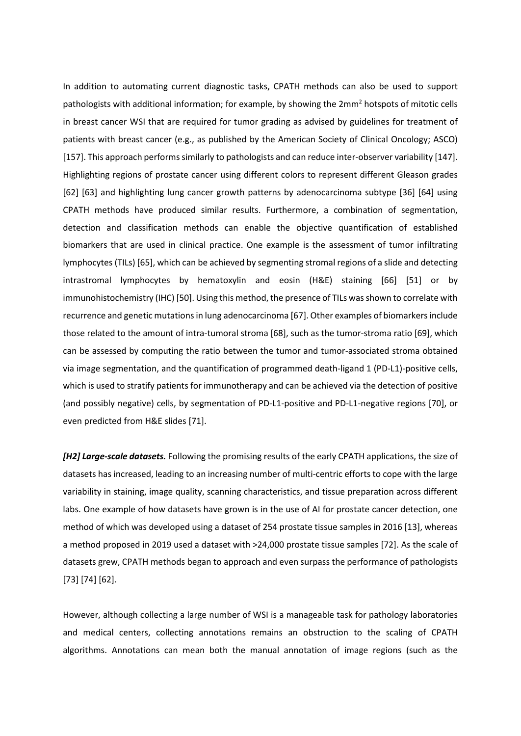In addition to automating current diagnostic tasks, CPATH methods can also be used to support pathologists with additional information; for example, by showing the 2mm$^2$ hotspots of mitotic cells in breast cancer WSI that are required for tumor grading as advised by guidelines for treatment of patients with breast cancer (e.g., as published by the American Society of Clinical Oncology; ASCO) [157]. This approach performs similarly to pathologists and can reduce inter-observer variability [147]. Highlighting regions of prostate cancer using different colors to represent different Gleason grades [62] [63] and highlighting lung cancer growth patterns by adenocarcinoma subtype [36] [64] using CPATH methods have produced similar results. Furthermore, a combination of segmentation, detection and classification methods can enable the objective quantification of established biomarkers that are used in clinical practice. One example is the assessment of tumor infiltrating lymphocytes (TILs) [65], which can be achieved by segmenting stromal regions of a slide and detecting intrastromal lymphocytes by hematoxylin and eosin (H&E) staining [66] [51] or by immunohistochemistry (IHC) [50]. Using this method, the presence of TILs was shown to correlate with recurrence and genetic mutations in lung adenocarcinoma [67]. Other examples of biomarkers include those related to the amount of intra-tumoral stroma [68], such as the tumor-stroma ratio [69], which can be assessed by computing the ratio between the tumor and tumor-associated stroma obtained via image segmentation, and the quantification of programmed death-ligand 1 (PD-L1)-positive cells, which is used to stratify patients for immunotherapy and can be achieved via the detection of positive (and possibly negative) cells, by segmentation of PD-L1-positive and PD-L1-negative regions [70], or even predicted from H&E slides [71].

***[H2] Large-scale datasets.*** Following the promising results of the early CPATH applications, the size of datasets has increased, leading to an increasing number of multi-centric efforts to cope with the large variability in staining, image quality, scanning characteristics, and tissue preparation across different labs. One example of how datasets have grown is in the use of AI for prostate cancer detection, one method of which was developed using a dataset of 254 prostate tissue samples in 2016 [13], whereas a method proposed in 2019 used a dataset with >24,000 prostate tissue samples [72]. As the scale of datasets grew, CPATH methods began to approach and even surpass the performance of pathologists [73] [74] [62].

However, although collecting a large number of WSI is a manageable task for pathology laboratories and medical centers, collecting annotations remains an obstruction to the scaling of CPATH algorithms. Annotations can mean both the manual annotation of image regions (such as the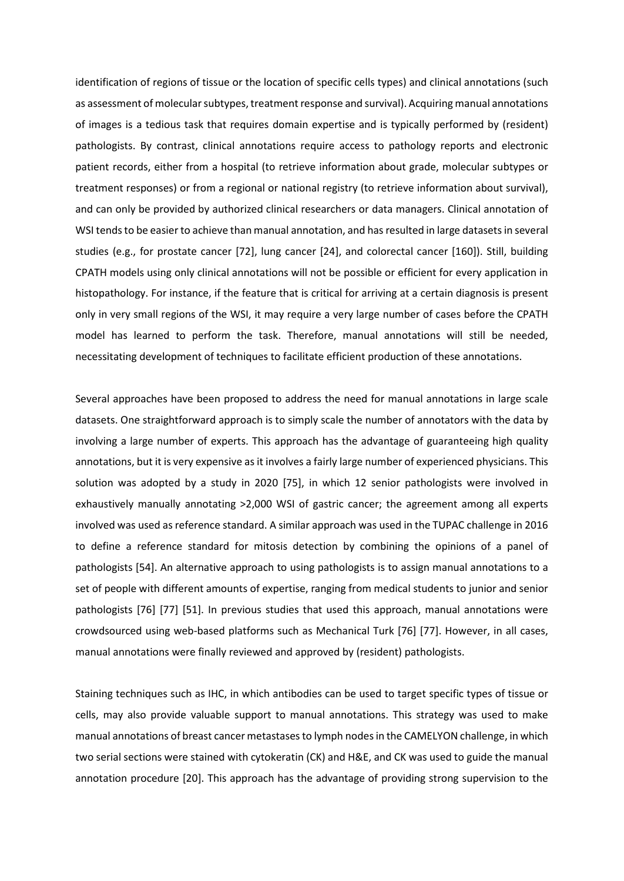identification of regions of tissue or the location of specific cells types) and clinical annotations (such as assessment of molecular subtypes, treatment response and survival). Acquiring manual annotations of images is a tedious task that requires domain expertise and is typically performed by (resident) pathologists. By contrast, clinical annotations require access to pathology reports and electronic patient records, either from a hospital (to retrieve information about grade, molecular subtypes or treatment responses) or from a regional or national registry (to retrieve information about survival), and can only be provided by authorized clinical researchers or data managers. Clinical annotation of WSI tends to be easier to achieve than manual annotation, and has resulted in large datasets in several studies (e.g., for prostate cancer [72], lung cancer [24], and colorectal cancer [160]). Still, building CPATH models using only clinical annotations will not be possible or efficient for every application in histopathology. For instance, if the feature that is critical for arriving at a certain diagnosis is present only in very small regions of the WSI, it may require a very large number of cases before the CPATH model has learned to perform the task. Therefore, manual annotations will still be needed, necessitating development of techniques to facilitate efficient production of these annotations.

Several approaches have been proposed to address the need for manual annotations in large scale datasets. One straightforward approach is to simply scale the number of annotators with the data by involving a large number of experts. This approach has the advantage of guaranteeing high quality annotations, but it is very expensive as it involves a fairly large number of experienced physicians. This solution was adopted by a study in 2020 [75], in which 12 senior pathologists were involved in exhaustively manually annotating >2,000 WSI of gastric cancer; the agreement among all experts involved was used as reference standard. A similar approach was used in the TUPAC challenge in 2016 to define a reference standard for mitosis detection by combining the opinions of a panel of pathologists [54]. An alternative approach to using pathologists is to assign manual annotations to a set of people with different amounts of expertise, ranging from medical students to junior and senior pathologists [76] [77] [51]. In previous studies that used this approach, manual annotations were crowdsourced using web-based platforms such as Mechanical Turk [76] [77]. However, in all cases, manual annotations were finally reviewed and approved by (resident) pathologists.

Staining techniques such as IHC, in which antibodies can be used to target specific types of tissue or cells, may also provide valuable support to manual annotations. This strategy was used to make manual annotations of breast cancer metastases to lymph nodes in the CAMELYON challenge, in which two serial sections were stained with cytokeratin (CK) and H&E, and CK was used to guide the manual annotation procedure [20]. This approach has the advantage of providing strong supervision to the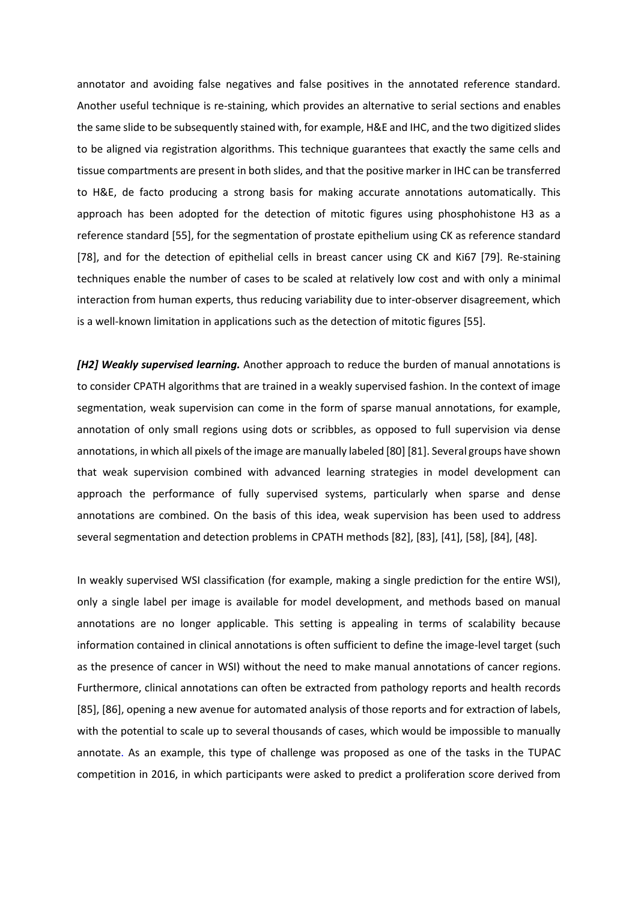annotator and avoiding false negatives and false positives in the annotated reference standard. Another useful technique is re-staining, which provides an alternative to serial sections and enables the same slide to be subsequently stained with, for example, H&E and IHC, and the two digitized slides to be aligned via registration algorithms. This technique guarantees that exactly the same cells and tissue compartments are present in both slides, and that the positive marker in IHC can be transferred to H&E, de facto producing a strong basis for making accurate annotations automatically. This approach has been adopted for the detection of mitotic figures using phosphohistone H3 as a reference standard [55], for the segmentation of prostate epithelium using CK as reference standard [78], and for the detection of epithelial cells in breast cancer using CK and Ki67 [79]. Re-staining techniques enable the number of cases to be scaled at relatively low cost and with only a minimal interaction from human experts, thus reducing variability due to inter-observer disagreement, which is a well-known limitation in applications such as the detection of mitotic figures [55].

***[H2] Weakly supervised learning.*** Another approach to reduce the burden of manual annotations is to consider CPATH algorithms that are trained in a weakly supervised fashion. In the context of image segmentation, weak supervision can come in the form of sparse manual annotations, for example, annotation of only small regions using dots or scribbles, as opposed to full supervision via dense annotations, in which all pixels of the image are manually labeled [80] [81]. Several groups have shown that weak supervision combined with advanced learning strategies in model development can approach the performance of fully supervised systems, particularly when sparse and dense annotations are combined. On the basis of this idea, weak supervision has been used to address several segmentation and detection problems in CPATH methods [82], [83], [41], [58], [84], [48].

In weakly supervised WSI classification (for example, making a single prediction for the entire WSI), only a single label per image is available for model development, and methods based on manual annotations are no longer applicable. This setting is appealing in terms of scalability because information contained in clinical annotations is often sufficient to define the image-level target (such as the presence of cancer in WSI) without the need to make manual annotations of cancer regions. Furthermore, clinical annotations can often be extracted from pathology reports and health records [85], [86], opening a new avenue for automated analysis of those reports and for extraction of labels, with the potential to scale up to several thousands of cases, which would be impossible to manually annotate. As an example, this type of challenge was proposed as one of the tasks in the TUPAC competition in 2016, in which participants were asked to predict a proliferation score derived from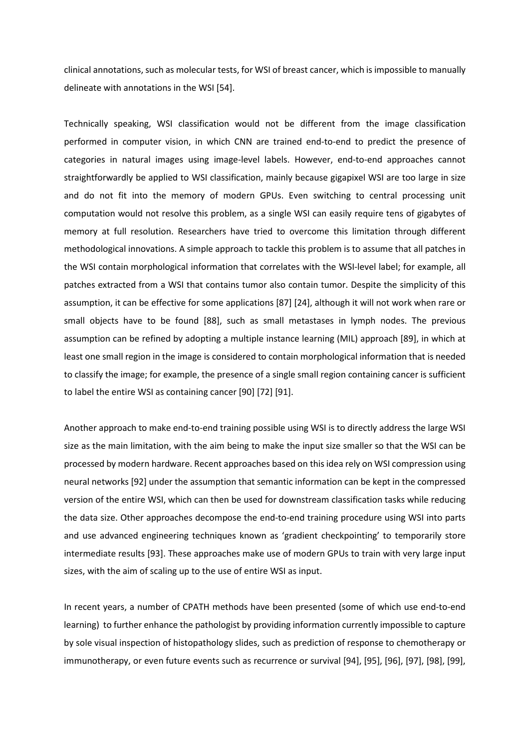clinical annotations, such as molecular tests, for WSI of breast cancer, which is impossible to manually delineate with annotations in the WSI [54].

Technically speaking, WSI classification would not be different from the image classification performed in computer vision, in which CNN are trained end-to-end to predict the presence of categories in natural images using image-level labels. However, end-to-end approaches cannot straightforwardly be applied to WSI classification, mainly because gigapixel WSI are too large in size and do not fit into the memory of modern GPUs. Even switching to central processing unit computation would not resolve this problem, as a single WSI can easily require tens of gigabytes of memory at full resolution. Researchers have tried to overcome this limitation through different methodological innovations. A simple approach to tackle this problem is to assume that all patches in the WSI contain morphological information that correlates with the WSI-level label; for example, all patches extracted from a WSI that contains tumor also contain tumor. Despite the simplicity of this assumption, it can be effective for some applications [87] [24], although it will not work when rare or small objects have to be found [88], such as small metastases in lymph nodes. The previous assumption can be refined by adopting a multiple instance learning (MIL) approach [89], in which at least one small region in the image is considered to contain morphological information that is needed to classify the image; for example, the presence of a single small region containing cancer is sufficient to label the entire WSI as containing cancer [90] [72] [91].

Another approach to make end-to-end training possible using WSI is to directly address the large WSI size as the main limitation, with the aim being to make the input size smaller so that the WSI can be processed by modern hardware. Recent approaches based on this idea rely on WSI compression using neural networks [92] under the assumption that semantic information can be kept in the compressed version of the entire WSI, which can then be used for downstream classification tasks while reducing the data size. Other approaches decompose the end-to-end training procedure using WSI into parts and use advanced engineering techniques known as 'gradient checkpointing' to temporarily store intermediate results [93]. These approaches make use of modern GPUs to train with very large input sizes, with the aim of scaling up to the use of entire WSI as input.

In recent years, a number of CPATH methods have been presented (some of which use end-to-end learning) to further enhance the pathologist by providing information currently impossible to capture by sole visual inspection of histopathology slides, such as prediction of response to chemotherapy or immunotherapy, or even future events such as recurrence or survival [94], [95], [96], [97], [98], [99],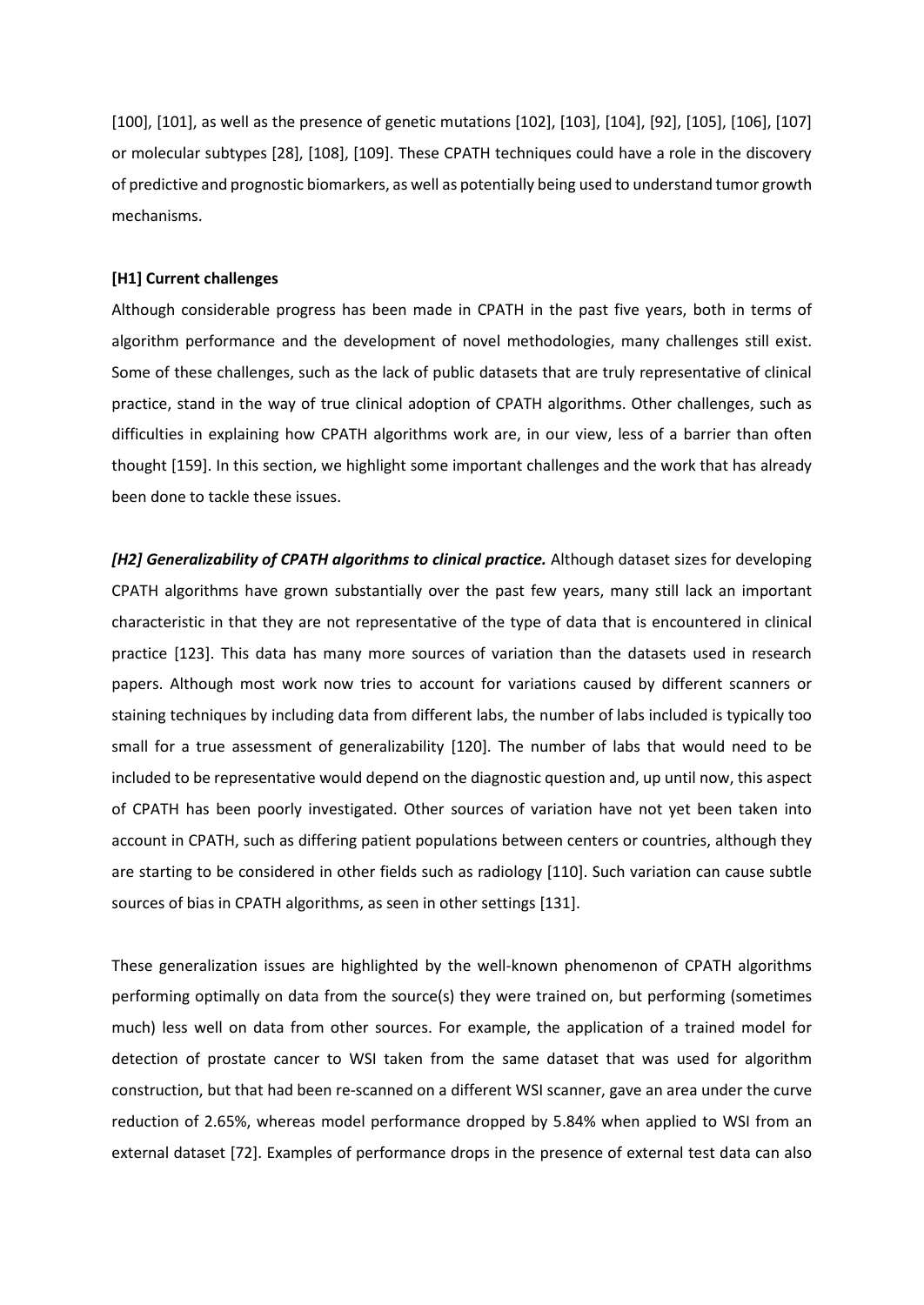[100], [101], as well as the presence of genetic mutations [102], [103], [104], [92], [105], [106], [107] or molecular subtypes [28], [108], [109]. These CPATH techniques could have a role in the discovery of predictive and prognostic biomarkers, as well as potentially being used to understand tumor growth mechanisms.

# [H1] Current challenges

Although considerable progress has been made in CPATH in the past five years, both in terms of algorithm performance and the development of novel methodologies, many challenges still exist. Some of these challenges, such as the lack of public datasets that are truly representative of clinical practice, stand in the way of true clinical adoption of CPATH algorithms. Other challenges, such as difficulties in explaining how CPATH algorithms work are, in our view, less of a barrier than often thought [159]. In this section, we highlight some important challenges and the work that has already been done to tackle these issues.

***[H2] Generalizability of CPATH algorithms to clinical practice.*** Although dataset sizes for developing CPATH algorithms have grown substantially over the past few years, many still lack an important characteristic in that they are not representative of the type of data that is encountered in clinical practice [123]. This data has many more sources of variation than the datasets used in research papers. Although most work now tries to account for variations caused by different scanners or staining techniques by including data from different labs, the number of labs included is typically too small for a true assessment of generalizability [120]. The number of labs that would need to be included to be representative would depend on the diagnostic question and, up until now, this aspect of CPATH has been poorly investigated. Other sources of variation have not yet been taken into account in CPATH, such as differing patient populations between centers or countries, although they are starting to be considered in other fields such as radiology [110]. Such variation can cause subtle sources of bias in CPATH algorithms, as seen in other settings [131].

These generalization issues are highlighted by the well-known phenomenon of CPATH algorithms performing optimally on data from the source(s) they were trained on, but performing (sometimes much) less well on data from other sources. For example, the application of a trained model for detection of prostate cancer to WSI taken from the same dataset that was used for algorithm construction, but that had been re-scanned on a different WSI scanner, gave an area under the curve reduction of 2.65%, whereas model performance dropped by 5.84% when applied to WSI from an external dataset [72]. Examples of performance drops in the presence of external test data can also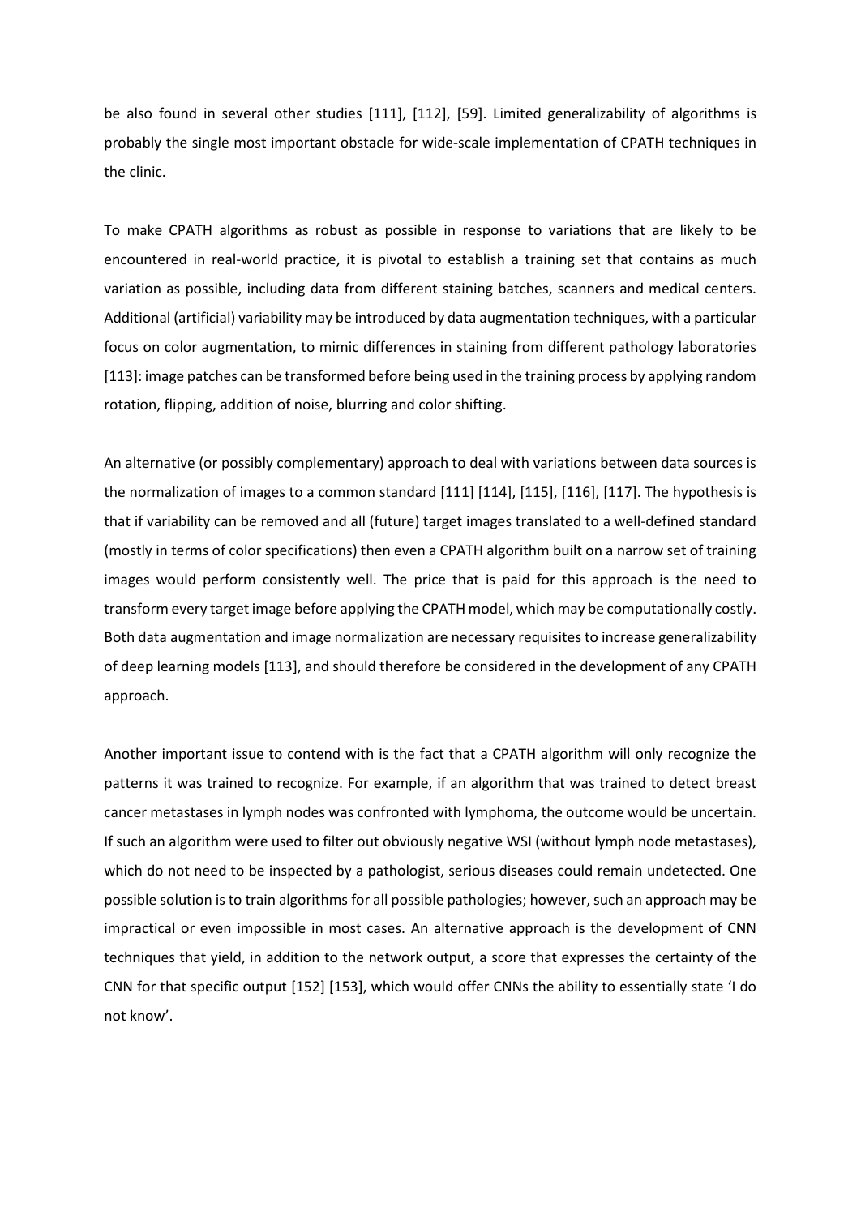be also found in several other studies [111], [112], [59]. Limited generalizability of algorithms is probably the single most important obstacle for wide-scale implementation of CPATH techniques in the clinic.

To make CPATH algorithms as robust as possible in response to variations that are likely to be encountered in real-world practice, it is pivotal to establish a training set that contains as much variation as possible, including data from different staining batches, scanners and medical centers. Additional (artificial) variability may be introduced by data augmentation techniques, with a particular focus on color augmentation, to mimic differences in staining from different pathology laboratories [113]: image patches can be transformed before being used in the training process by applying random rotation, flipping, addition of noise, blurring and color shifting.

An alternative (or possibly complementary) approach to deal with variations between data sources is the normalization of images to a common standard [111] [114], [115], [116], [117]. The hypothesis is that if variability can be removed and all (future) target images translated to a well-defined standard (mostly in terms of color specifications) then even a CPATH algorithm built on a narrow set of training images would perform consistently well. The price that is paid for this approach is the need to transform every target image before applying the CPATH model, which may be computationally costly. Both data augmentation and image normalization are necessary requisites to increase generalizability of deep learning models [113], and should therefore be considered in the development of any CPATH approach.

Another important issue to contend with is the fact that a CPATH algorithm will only recognize the patterns it was trained to recognize. For example, if an algorithm that was trained to detect breast cancer metastases in lymph nodes was confronted with lymphoma, the outcome would be uncertain. If such an algorithm were used to filter out obviously negative WSI (without lymph node metastases), which do not need to be inspected by a pathologist, serious diseases could remain undetected. One possible solution is to train algorithms for all possible pathologies; however, such an approach may be impractical or even impossible in most cases. An alternative approach is the development of CNN techniques that yield, in addition to the network output, a score that expresses the certainty of the CNN for that specific output [152] [153], which would offer CNNs the ability to essentially state 'I do not know'.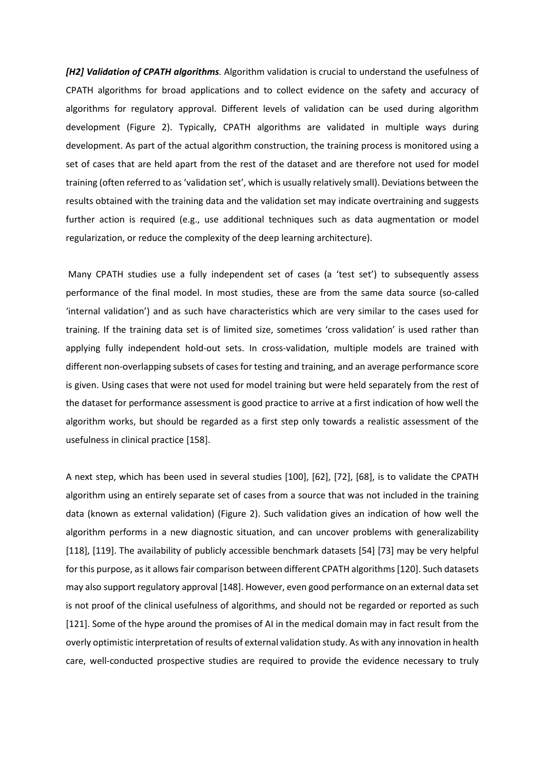***[H2] Validation of CPATH algorithms**.* Algorithm validation is crucial to understand the usefulness of CPATH algorithms for broad applications and to collect evidence on the safety and accuracy of algorithms for regulatory approval. Different levels of validation can be used during algorithm development (Figure 2). Typically, CPATH algorithms are validated in multiple ways during development. As part of the actual algorithm construction, the training process is monitored using a set of cases that are held apart from the rest of the dataset and are therefore not used for model training (often referred to as 'validation set', which is usually relatively small). Deviations between the results obtained with the training data and the validation set may indicate overtraining and suggests further action is required (e.g., use additional techniques such as data augmentation or model regularization, or reduce the complexity of the deep learning architecture).

Many CPATH studies use a fully independent set of cases (a 'test set') to subsequently assess performance of the final model. In most studies, these are from the same data source (so-called 'internal validation') and as such have characteristics which are very similar to the cases used for training. If the training data set is of limited size, sometimes 'cross validation' is used rather than applying fully independent hold-out sets. In cross-validation, multiple models are trained with different non-overlapping subsets of cases for testing and training, and an average performance score is given. Using cases that were not used for model training but were held separately from the rest of the dataset for performance assessment is good practice to arrive at a first indication of how well the algorithm works, but should be regarded as a first step only towards a realistic assessment of the usefulness in clinical practice [158].

A next step, which has been used in several studies [100], [62], [72], [68], is to validate the CPATH algorithm using an entirely separate set of cases from a source that was not included in the training data (known as external validation) (Figure 2). Such validation gives an indication of how well the algorithm performs in a new diagnostic situation, and can uncover problems with generalizability [118], [119]. The availability of publicly accessible benchmark datasets [54] [73] may be very helpful for this purpose, as it allows fair comparison between different CPATH algorithms [120]. Such datasets may also support regulatory approval [148]. However, even good performance on an external data set is not proof of the clinical usefulness of algorithms, and should not be regarded or reported as such [121]. Some of the hype around the promises of AI in the medical domain may in fact result from the overly optimistic interpretation of results of external validation study. As with any innovation in health care, well-conducted prospective studies are required to provide the evidence necessary to truly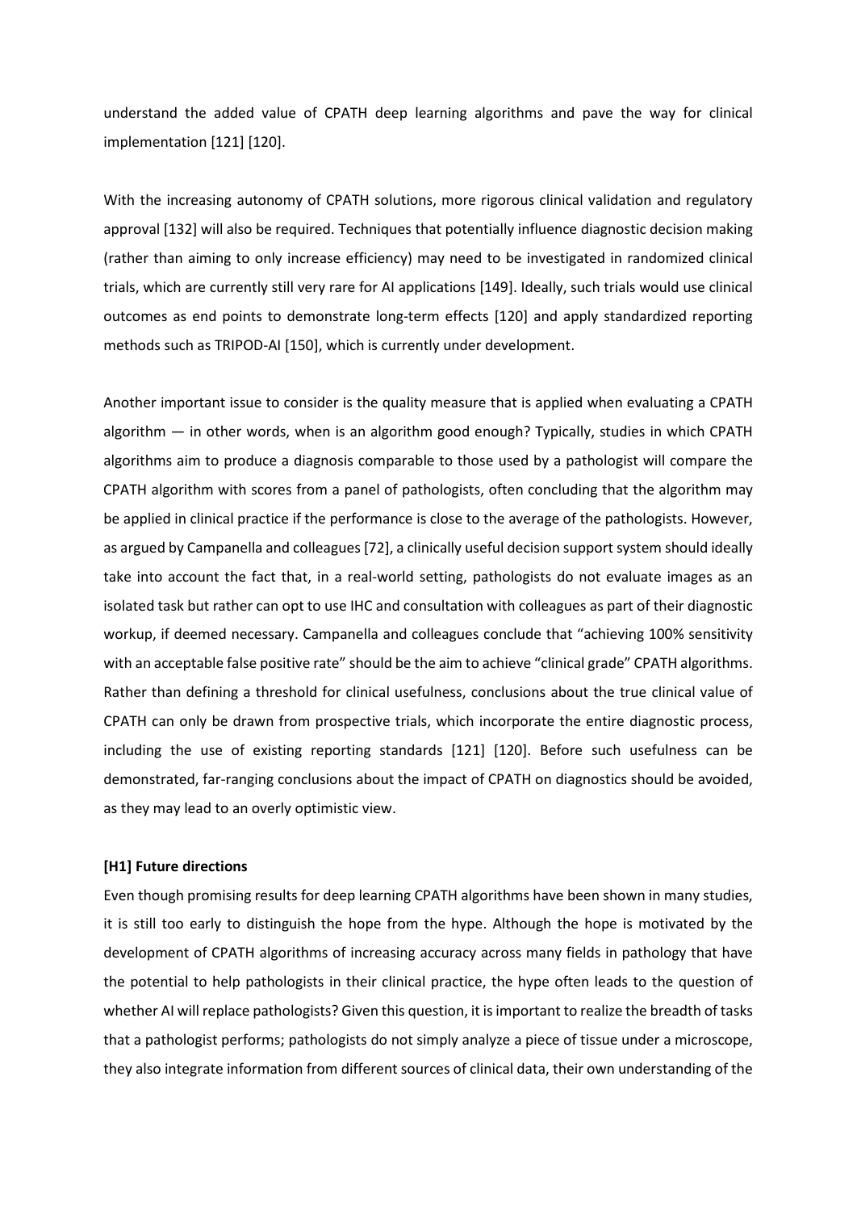understand the added value of CPATH deep learning algorithms and pave the way for clinical implementation [121] [120].

With the increasing autonomy of CPATH solutions, more rigorous clinical validation and regulatory approval [132] will also be required. Techniques that potentially influence diagnostic decision making (rather than aiming to only increase efficiency) may need to be investigated in randomized clinical trials, which are currently still very rare for AI applications [149]. Ideally, such trials would use clinical outcomes as end points to demonstrate long-term effects [120] and apply standardized reporting methods such as TRIPOD-AI [150], which is currently under development.

Another important issue to consider is the quality measure that is applied when evaluating a CPATH algorithm — in other words, when is an algorithm good enough? Typically, studies in which CPATH algorithms aim to produce a diagnosis comparable to those used by a pathologist will compare the CPATH algorithm with scores from a panel of pathologists, often concluding that the algorithm may be applied in clinical practice if the performance is close to the average of the pathologists. However, as argued by Campanella and colleagues [72], a clinically useful decision support system should ideally take into account the fact that, in a real-world setting, pathologists do not evaluate images as an isolated task but rather can opt to use IHC and consultation with colleagues as part of their diagnostic workup, if deemed necessary. Campanella and colleagues conclude that "achieving 100% sensitivity with an acceptable false positive rate" should be the aim to achieve "clinical grade" CPATH algorithms. Rather than defining a threshold for clinical usefulness, conclusions about the true clinical value of CPATH can only be drawn from prospective trials, which incorporate the entire diagnostic process, including the use of existing reporting standards [121] [120]. Before such usefulness can be demonstrated, far-ranging conclusions about the impact of CPATH on diagnostics should be avoided, as they may lead to an overly optimistic view.

**[H1] Future directions**

Even though promising results for deep learning CPATH algorithms have been shown in many studies, it is still too early to distinguish the hope from the hype. Although the hope is motivated by the development of CPATH algorithms of increasing accuracy across many fields in pathology that have the potential to help pathologists in their clinical practice, the hype often leads to the question of whether AI will replace pathologists? Given this question, it is important to realize the breadth of tasks that a pathologist performs; pathologists do not simply analyze a piece of tissue under a microscope, they also integrate information from different sources of clinical data, their own understanding of the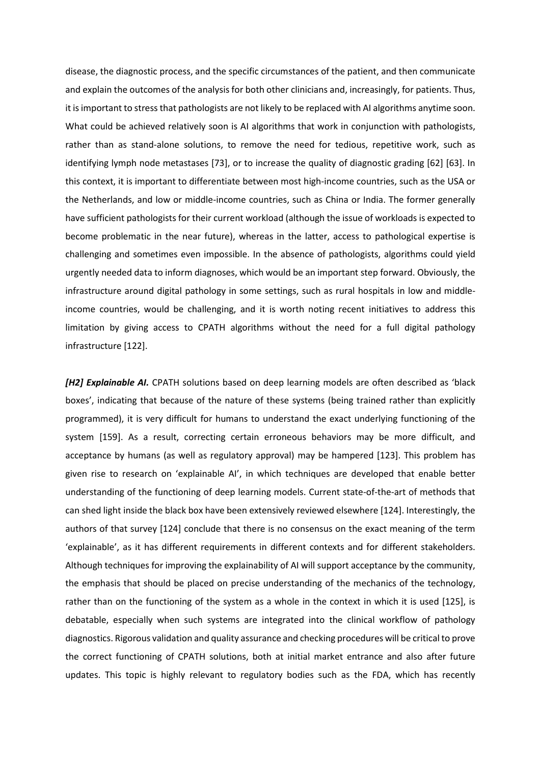disease, the diagnostic process, and the specific circumstances of the patient, and then communicate and explain the outcomes of the analysis for both other clinicians and, increasingly, for patients. Thus, it is important to stress that pathologists are not likely to be replaced with AI algorithms anytime soon. What could be achieved relatively soon is AI algorithms that work in conjunction with pathologists, rather than as stand-alone solutions, to remove the need for tedious, repetitive work, such as identifying lymph node metastases [73], or to increase the quality of diagnostic grading [62] [63]. In this context, it is important to differentiate between most high-income countries, such as the USA or the Netherlands, and low or middle-income countries, such as China or India. The former generally have sufficient pathologists for their current workload (although the issue of workloads is expected to become problematic in the near future), whereas in the latter, access to pathological expertise is challenging and sometimes even impossible. In the absence of pathologists, algorithms could yield urgently needed data to inform diagnoses, which would be an important step forward. Obviously, the infrastructure around digital pathology in some settings, such as rural hospitals in low and middle-income countries, would be challenging, and it is worth noting recent initiatives to address this limitation by giving access to CPATH algorithms without the need for a full digital pathology infrastructure [122].

***[H2] Explainable AI.*** CPATH solutions based on deep learning models are often described as 'black boxes', indicating that because of the nature of these systems (being trained rather than explicitly programmed), it is very difficult for humans to understand the exact underlying functioning of the system [159]. As a result, correcting certain erroneous behaviors may be more difficult, and acceptance by humans (as well as regulatory approval) may be hampered [123]. This problem has given rise to research on 'explainable AI', in which techniques are developed that enable better understanding of the functioning of deep learning models. Current state-of-the-art of methods that can shed light inside the black box have been extensively reviewed elsewhere [124]. Interestingly, the authors of that survey [124] conclude that there is no consensus on the exact meaning of the term 'explainable', as it has different requirements in different contexts and for different stakeholders. Although techniques for improving the explainability of AI will support acceptance by the community, the emphasis that should be placed on precise understanding of the mechanics of the technology, rather than on the functioning of the system as a whole in the context in which it is used [125], is debatable, especially when such systems are integrated into the clinical workflow of pathology diagnostics. Rigorous validation and quality assurance and checking procedures will be critical to prove the correct functioning of CPATH solutions, both at initial market entrance and also after future updates. This topic is highly relevant to regulatory bodies such as the FDA, which has recently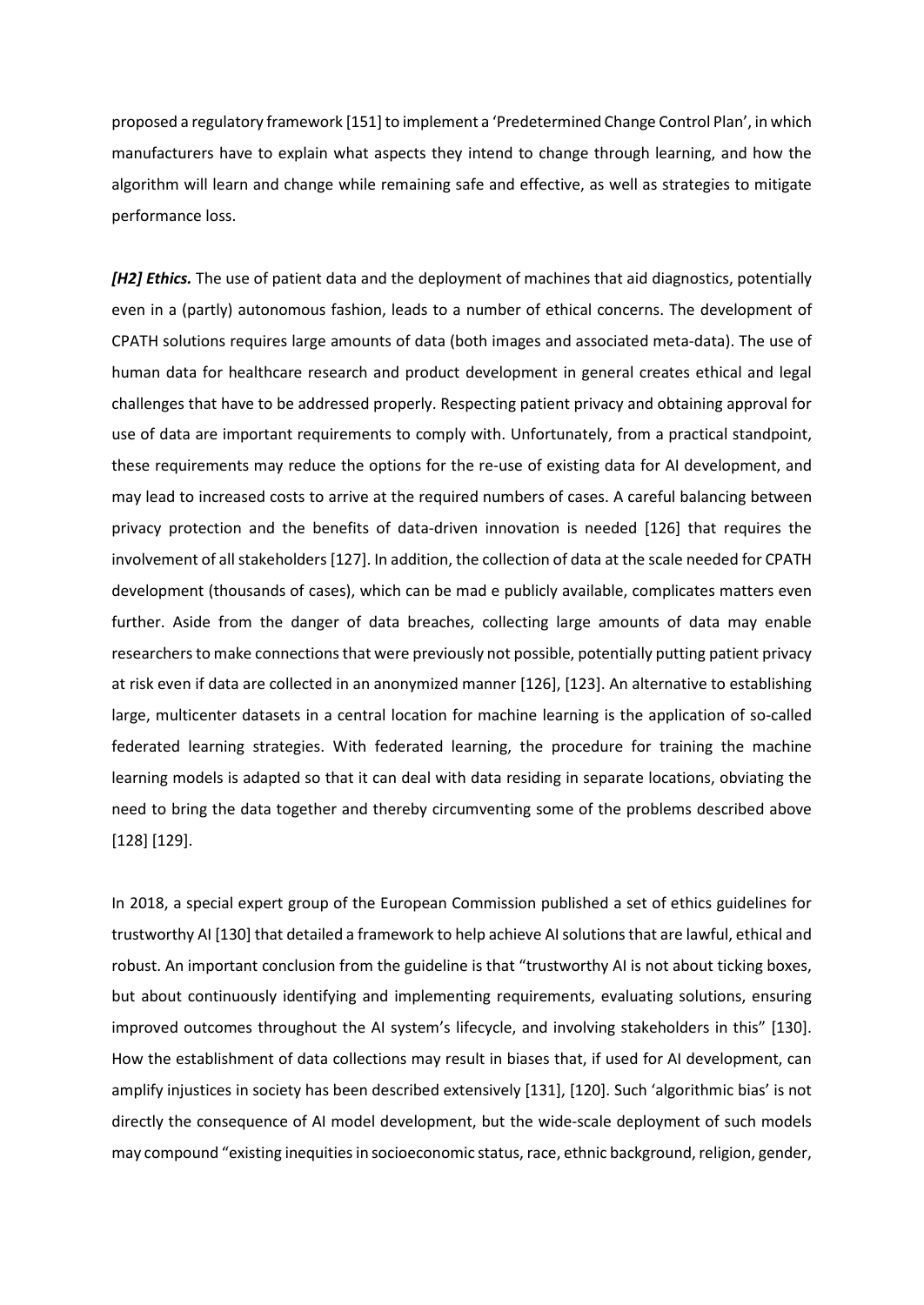proposed a regulatory framework [151] to implement a 'Predetermined Change Control Plan', in which manufacturers have to explain what aspects they intend to change through learning, and how the algorithm will learn and change while remaining safe and effective, as well as strategies to mitigate performance loss.

***[H2] Ethics.*** The use of patient data and the deployment of machines that aid diagnostics, potentially even in a (partly) autonomous fashion, leads to a number of ethical concerns. The development of CPATH solutions requires large amounts of data (both images and associated meta-data). The use of human data for healthcare research and product development in general creates ethical and legal challenges that have to be addressed properly. Respecting patient privacy and obtaining approval for use of data are important requirements to comply with. Unfortunately, from a practical standpoint, these requirements may reduce the options for the re-use of existing data for AI development, and may lead to increased costs to arrive at the required numbers of cases. A careful balancing between privacy protection and the benefits of data-driven innovation is needed [126] that requires the involvement of all stakeholders [127]. In addition, the collection of data at the scale needed for CPATH development (thousands of cases), which can be mad e publicly available, complicates matters even further. Aside from the danger of data breaches, collecting large amounts of data may enable researchers to make connections that were previously not possible, potentially putting patient privacy at risk even if data are collected in an anonymized manner [126], [123]. An alternative to establishing large, multicenter datasets in a central location for machine learning is the application of so-called federated learning strategies. With federated learning, the procedure for training the machine learning models is adapted so that it can deal with data residing in separate locations, obviating the need to bring the data together and thereby circumventing some of the problems described above [128] [129].

In 2018, a special expert group of the European Commission published a set of ethics guidelines for trustworthy AI [130] that detailed a framework to help achieve AI solutions that are lawful, ethical and robust. An important conclusion from the guideline is that "trustworthy AI is not about ticking boxes, but about continuously identifying and implementing requirements, evaluating solutions, ensuring improved outcomes throughout the AI system's lifecycle, and involving stakeholders in this" [130]. How the establishment of data collections may result in biases that, if used for AI development, can amplify injustices in society has been described extensively [131], [120]. Such 'algorithmic bias' is not directly the consequence of AI model development, but the wide-scale deployment of such models may compound "existing inequities in socioeconomic status, race, ethnic background, religion, gender,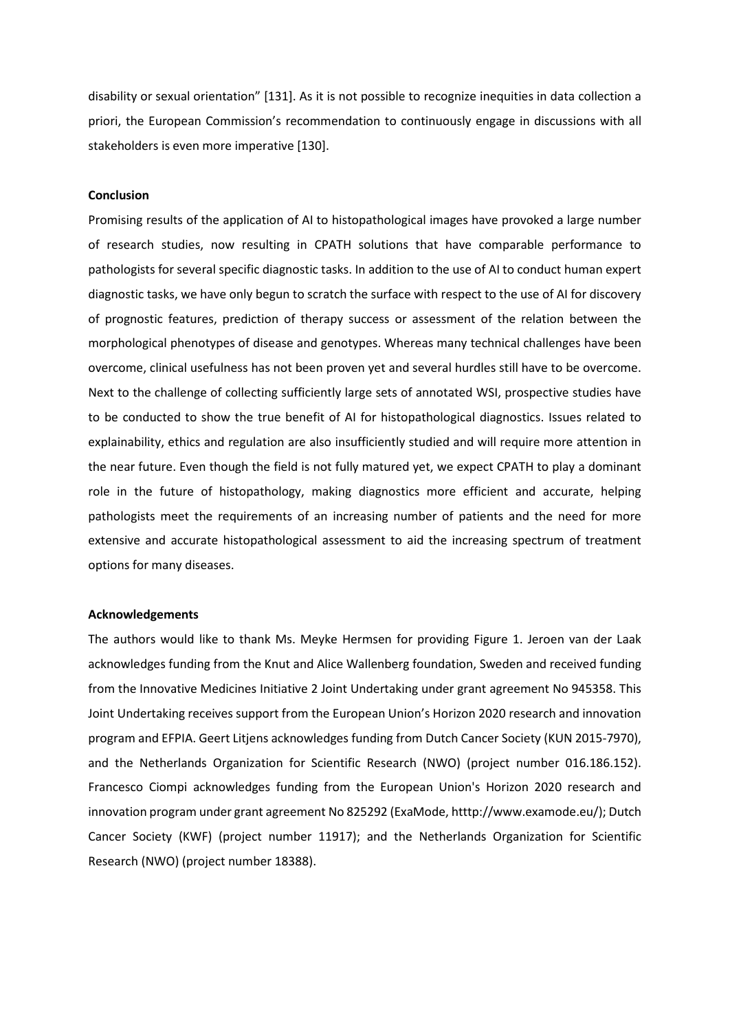disability or sexual orientation" [131]. As it is not possible to recognize inequities in data collection a priori, the European Commission's recommendation to continuously engage in discussions with all stakeholders is even more imperative [130].

**Conclusion**

Promising results of the application of AI to histopathological images have provoked a large number of research studies, now resulting in CPATH solutions that have comparable performance to pathologists for several specific diagnostic tasks. In addition to the use of AI to conduct human expert diagnostic tasks, we have only begun to scratch the surface with respect to the use of AI for discovery of prognostic features, prediction of therapy success or assessment of the relation between the morphological phenotypes of disease and genotypes. Whereas many technical challenges have been overcome, clinical usefulness has not been proven yet and several hurdles still have to be overcome. Next to the challenge of collecting sufficiently large sets of annotated WSI, prospective studies have to be conducted to show the true benefit of AI for histopathological diagnostics. Issues related to explainability, ethics and regulation are also insufficiently studied and will require more attention in the near future. Even though the field is not fully matured yet, we expect CPATH to play a dominant role in the future of histopathology, making diagnostics more efficient and accurate, helping pathologists meet the requirements of an increasing number of patients and the need for more extensive and accurate histopathological assessment to aid the increasing spectrum of treatment options for many diseases.

**Acknowledgements**

The authors would like to thank Ms. Meyke Hermsen for providing Figure 1. Jeroen van der Laak acknowledges funding from the Knut and Alice Wallenberg foundation, Sweden and received funding from the Innovative Medicines Initiative 2 Joint Undertaking under grant agreement No 945358. This Joint Undertaking receives support from the European Union's Horizon 2020 research and innovation program and EFPIA. Geert Litjens acknowledges funding from Dutch Cancer Society (KUN 2015-7970), and the Netherlands Organization for Scientific Research (NWO) (project number 016.186.152). Francesco Ciompi acknowledges funding from the European Union's Horizon 2020 research and innovation program under grant agreement No 825292 (ExaMode, htttp://www.examode.eu/); Dutch Cancer Society (KWF) (project number 11917); and the Netherlands Organization for Scientific Research (NWO) (project number 18388).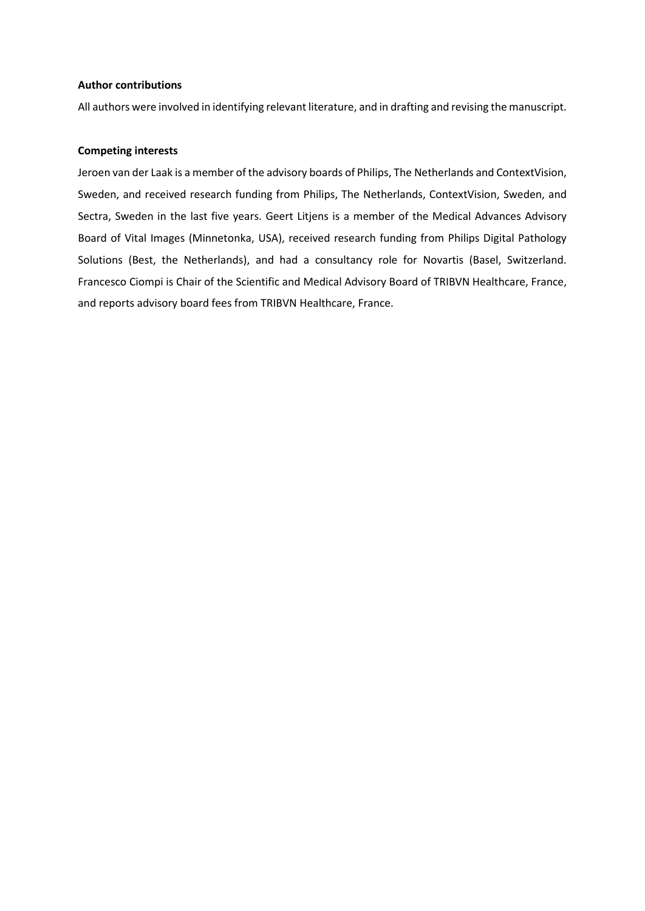**Author contributions**

All authors were involved in identifying relevant literature, and in drafting and revising the manuscript.

**Competing interests**

Jeroen van der Laak is a member of the advisory boards of Philips, The Netherlands and ContextVision, Sweden, and received research funding from Philips, The Netherlands, ContextVision, Sweden, and Sectra, Sweden in the last five years. Geert Litjens is a member of the Medical Advances Advisory Board of Vital Images (Minnetonka, USA), received research funding from Philips Digital Pathology Solutions (Best, the Netherlands), and had a consultancy role for Novartis (Basel, Switzerland. Francesco Ciompi is Chair of the Scientific and Medical Advisory Board of TRIBVN Healthcare, France, and reports advisory board fees from TRIBVN Healthcare, France.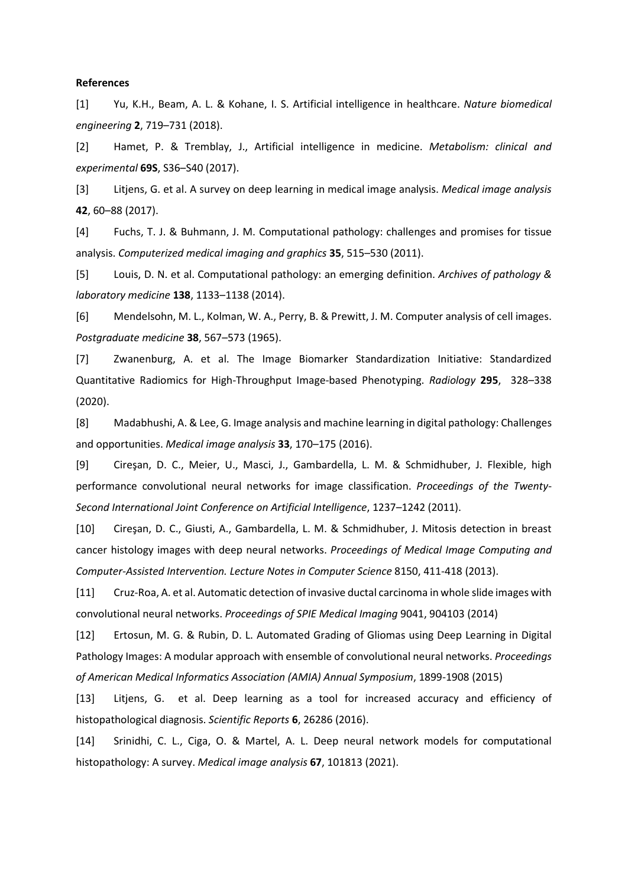**References**

[1] Yu, K.H., Beam, A. L. & Kohane, I. S. Artificial intelligence in healthcare. *Nature biomedical engineering* **2**, 719–731 (2018).

[2] Hamet, P. & Tremblay, J., Artificial intelligence in medicine. *Metabolism: clinical and experimental* **69S**, S36–S40 (2017).

[3] Litjens, G. et al. A survey on deep learning in medical image analysis. *Medical image analysis* **42**, 60–88 (2017).

[4] Fuchs, T. J. & Buhmann, J. M. Computational pathology: challenges and promises for tissue analysis. *Computerized medical imaging and graphics* **35**, 515–530 (2011).

[5] Louis, D. N. et al. Computational pathology: an emerging definition. *Archives of pathology & laboratory medicine* **138**, 1133–1138 (2014).

[6] Mendelsohn, M. L., Kolman, W. A., Perry, B. & Prewitt, J. M. Computer analysis of cell images. *Postgraduate medicine* **38**, 567–573 (1965).

[7] Zwanenburg, A. et al. The Image Biomarker Standardization Initiative: Standardized Quantitative Radiomics for High-Throughput Image-based Phenotyping. *Radiology* **295**, 328–338 (2020).

[8] Madabhushi, A. & Lee, G. Image analysis and machine learning in digital pathology: Challenges and opportunities. *Medical image analysis* **33**, 170–175 (2016).

[9] Cireşan, D. C., Meier, U., Masci, J., Gambardella, L. M. & Schmidhuber, J. Flexible, high performance convolutional neural networks for image classification. *Proceedings of the Twenty-Second International Joint Conference on Artificial Intelligence*, 1237–1242 (2011).

[10] Cireşan, D. C., Giusti, A., Gambardella, L. M. & Schmidhuber, J. Mitosis detection in breast cancer histology images with deep neural networks. *Proceedings of Medical Image Computing and Computer-Assisted Intervention. Lecture Notes in Computer Science* 8150, 411-418 (2013).

[11] Cruz-Roa, A. et al. Automatic detection of invasive ductal carcinoma in whole slide images with convolutional neural networks. *Proceedings of SPIE Medical Imaging* 9041, 904103 (2014)

[12] Ertosun, M. G. & Rubin, D. L. Automated Grading of Gliomas using Deep Learning in Digital Pathology Images: A modular approach with ensemble of convolutional neural networks. *Proceedings of American Medical Informatics Association (AMIA) Annual Symposium*, 1899-1908 (2015)

[13] Litjens, G. et al. Deep learning as a tool for increased accuracy and efficiency of histopathological diagnosis. *Scientific Reports* **6**, 26286 (2016).

[14] Srinidhi, C. L., Ciga, O. & Martel, A. L. Deep neural network models for computational histopathology: A survey. *Medical image analysis* **67**, 101813 (2021).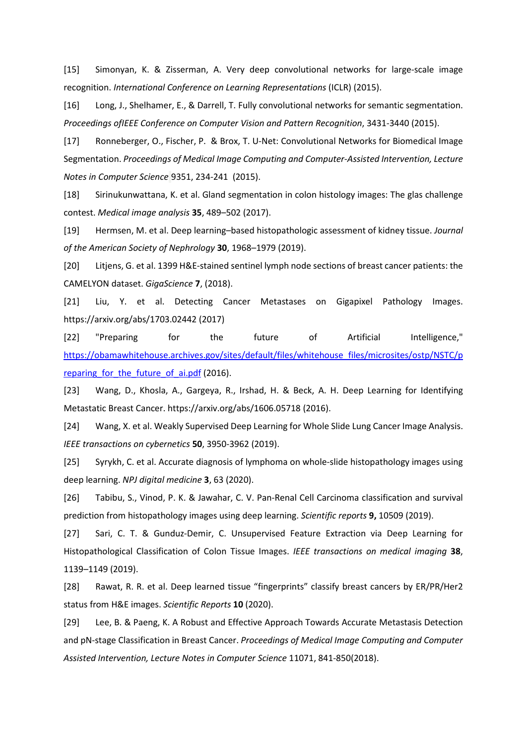[15] Simonyan, K. & Zisserman, A. Very deep convolutional networks for large-scale image recognition. *International Conference on Learning Representations* (ICLR) (2015).

[16] Long, J., Shelhamer, E., & Darrell, T. Fully convolutional networks for semantic segmentation. *Proceedings ofIEEE Conference on Computer Vision and Pattern Recognition*, 3431-3440 (2015).

[17] Ronneberger, O., Fischer, P. & Brox, T. U-Net: Convolutional Networks for Biomedical Image Segmentation. *Proceedings of Medical Image Computing and Computer-Assisted Intervention, Lecture Notes in Computer Science* 9351, 234-241 (2015).

[18] Sirinukunwattana, K. et al. Gland segmentation in colon histology images: The glas challenge contest. *Medical image analysis* **35**, 489–502 (2017).

[19] Hermsen, M. et al. Deep learning–based histopathologic assessment of kidney tissue. *Journal of the American Society of Nephrology* **30**, 1968–1979 (2019).

[20] Litjens, G. et al. 1399 H&E-stained sentinel lymph node sections of breast cancer patients: the CAMELYON dataset. *GigaScience* **7**, (2018).

[21] Liu, Y. et al. Detecting Cancer Metastases on Gigapixel Pathology Images. https://arxiv.org/abs/1703.02442 (2017)

[22] "Preparing for the future of Artificial Intelligence," [https://obamawhitehouse.archives.gov/sites/default/files/whitehouse_files/microsites/ostp/NSTC/preparing_for_the_future_of_ai.pdf](https://obamawhitehouse.archives.gov/sites/default/files/whitehouse_files/microsites/ostp/NSTC/preparing_for_the_future_of_ai.pdf) (2016).

[23] Wang, D., Khosla, A., Gargeya, R., Irshad, H. & Beck, A. H. Deep Learning for Identifying Metastatic Breast Cancer. https://arxiv.org/abs/1606.05718 (2016).

[24] Wang, X. et al. Weakly Supervised Deep Learning for Whole Slide Lung Cancer Image Analysis. *IEEE transactions on cybernetics* **50**, 3950-3962 (2019).

[25] Syrykh, C. et al. Accurate diagnosis of lymphoma on whole-slide histopathology images using deep learning. *NPJ digital medicine* **3**, 63 (2020).

[26] Tabibu, S., Vinod, P. K. & Jawahar, C. V. Pan-Renal Cell Carcinoma classification and survival prediction from histopathology images using deep learning. *Scientific reports* **9,** 10509 (2019).

[27] Sari, C. T. & Gunduz-Demir, C. Unsupervised Feature Extraction via Deep Learning for Histopathological Classification of Colon Tissue Images. *IEEE transactions on medical imaging* **38**, 1139–1149 (2019).

[28] Rawat, R. R. et al. Deep learned tissue "fingerprints" classify breast cancers by ER/PR/Her2 status from H&E images. *Scientific Reports* **10** (2020).

[29] Lee, B. & Paeng, K. A Robust and Effective Approach Towards Accurate Metastasis Detection and pN-stage Classification in Breast Cancer. *Proceedings of Medical Image Computing and Computer Assisted Intervention, Lecture Notes in Computer Science* 11071, 841-850(2018).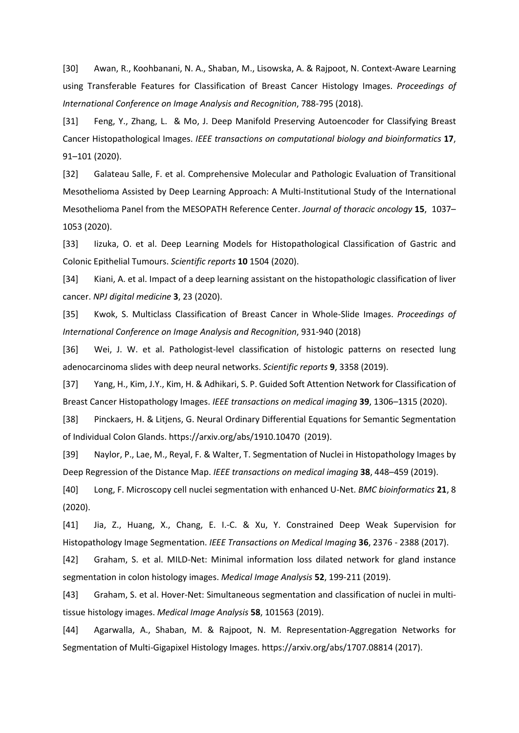[30] Awan, R., Koohbanani, N. A., Shaban, M., Lisowska, A. & Rajpoot, N. Context-Aware Learning using Transferable Features for Classification of Breast Cancer Histology Images. *Proceedings of International Conference on Image Analysis and Recognition*, 788-795 (2018).

[31] Feng, Y., Zhang, L. & Mo, J. Deep Manifold Preserving Autoencoder for Classifying Breast Cancer Histopathological Images. *IEEE transactions on computational biology and bioinformatics* **17**, 91–101 (2020).

[32] Galateau Salle, F. et al. Comprehensive Molecular and Pathologic Evaluation of Transitional Mesothelioma Assisted by Deep Learning Approach: A Multi-Institutional Study of the International Mesothelioma Panel from the MESOPATH Reference Center. *Journal of thoracic oncology* **15**, 1037–1053 (2020).

[33] Iizuka, O. et al. Deep Learning Models for Histopathological Classification of Gastric and Colonic Epithelial Tumours. *Scientific reports* **10** 1504 (2020).

[34] Kiani, A. et al. Impact of a deep learning assistant on the histopathologic classification of liver cancer. *NPJ digital medicine* **3**, 23 (2020).

[35] Kwok, S. Multiclass Classification of Breast Cancer in Whole-Slide Images. *Proceedings of International Conference on Image Analysis and Recognition*, 931-940 (2018)

[36] Wei, J. W. et al. Pathologist-level classification of histologic patterns on resected lung adenocarcinoma slides with deep neural networks. *Scientific reports* **9**, 3358 (2019).

[37] Yang, H., Kim, J.Y., Kim, H. & Adhikari, S. P. Guided Soft Attention Network for Classification of Breast Cancer Histopathology Images. *IEEE transactions on medical imaging* **39**, 1306–1315 (2020).

[38] Pinckaers, H. & Litjens, G. Neural Ordinary Differential Equations for Semantic Segmentation of Individual Colon Glands. https://arxiv.org/abs/1910.10470 (2019).

[39] Naylor, P., Lae, M., Reyal, F. & Walter, T. Segmentation of Nuclei in Histopathology Images by Deep Regression of the Distance Map. *IEEE transactions on medical imaging* **38**, 448–459 (2019).

[40] Long, F. Microscopy cell nuclei segmentation with enhanced U-Net. *BMC bioinformatics* **21**, 8 (2020).

[41] Jia, Z., Huang, X., Chang, E. I.-C. & Xu, Y. Constrained Deep Weak Supervision for Histopathology Image Segmentation. *IEEE Transactions on Medical Imaging* **36**, 2376 - 2388 (2017).

[42] Graham, S. et al. MILD-Net: Minimal information loss dilated network for gland instance segmentation in colon histology images. *Medical Image Analysis* **52**, 199-211 (2019).

[43] Graham, S. et al. Hover-Net: Simultaneous segmentation and classification of nuclei in multi-tissue histology images. *Medical Image Analysis* **58**, 101563 (2019).

[44] Agarwalla, A., Shaban, M. & Rajpoot, N. M. Representation-Aggregation Networks for Segmentation of Multi-Gigapixel Histology Images. https://arxiv.org/abs/1707.08814 (2017).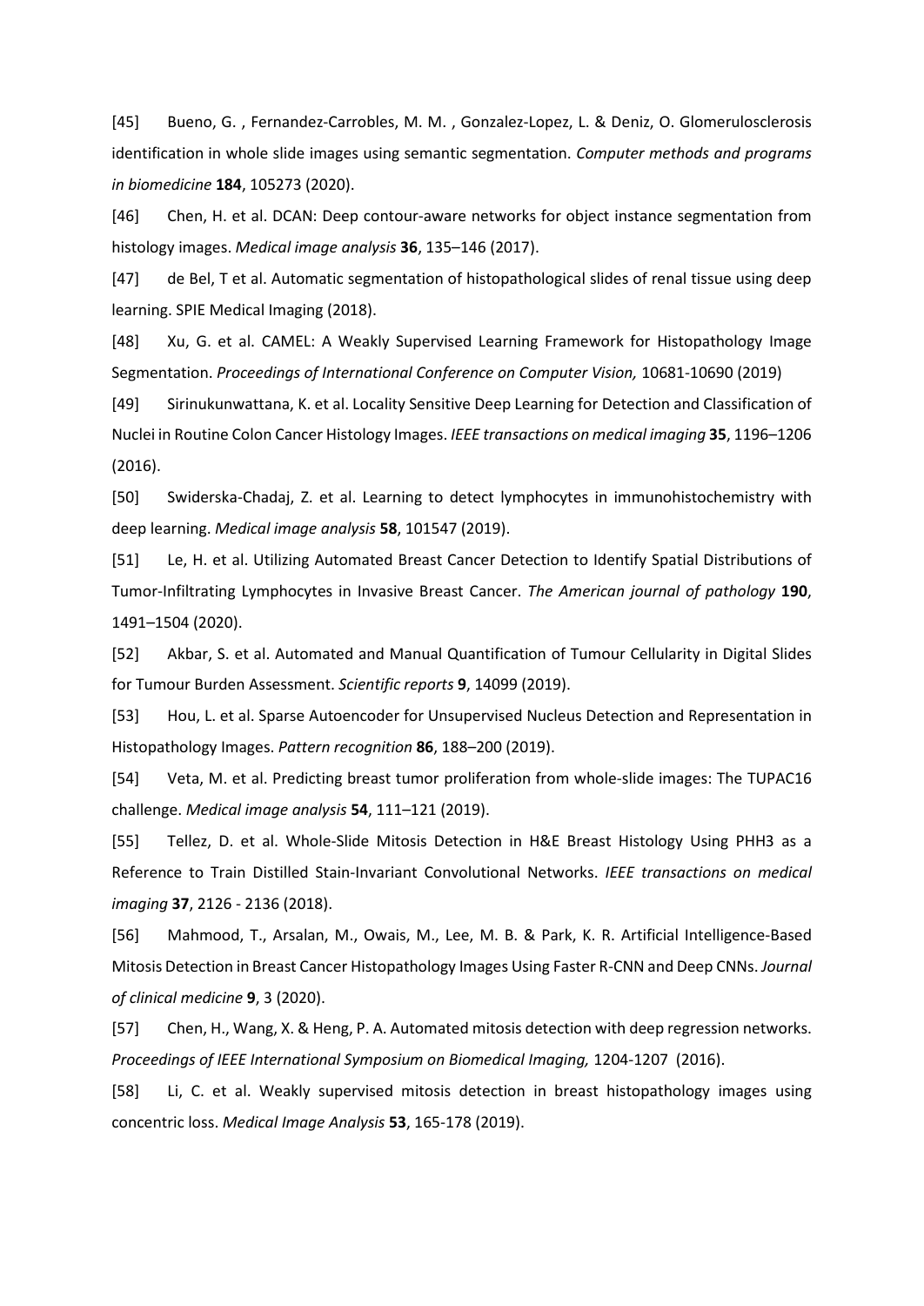[45] Bueno, G. , Fernandez-Carrobles, M. M. , Gonzalez-Lopez, L. & Deniz, O. Glomerulosclerosis identification in whole slide images using semantic segmentation. *Computer methods and programs in biomedicine* **184**, 105273 (2020).

[46] Chen, H. et al. DCAN: Deep contour-aware networks for object instance segmentation from histology images. *Medical image analysis* **36**, 135–146 (2017).

[47] de Bel, T et al. Automatic segmentation of histopathological slides of renal tissue using deep learning. SPIE Medical Imaging (2018).

[48] Xu, G. et al. CAMEL: A Weakly Supervised Learning Framework for Histopathology Image Segmentation. *Proceedings of International Conference on Computer Vision,* 10681-10690 (2019)

[49] Sirinukunwattana, K. et al. Locality Sensitive Deep Learning for Detection and Classification of Nuclei in Routine Colon Cancer Histology Images. *IEEE transactions on medical imaging* **35**, 1196–1206 (2016).

[50] Swiderska-Chadaj, Z. et al. Learning to detect lymphocytes in immunohistochemistry with deep learning. *Medical image analysis* **58**, 101547 (2019).

[51] Le, H. et al. Utilizing Automated Breast Cancer Detection to Identify Spatial Distributions of Tumor-Infiltrating Lymphocytes in Invasive Breast Cancer. *The American journal of pathology* **190**, 1491–1504 (2020).

[52] Akbar, S. et al. Automated and Manual Quantification of Tumour Cellularity in Digital Slides for Tumour Burden Assessment. *Scientific reports* **9**, 14099 (2019).

[53] Hou, L. et al. Sparse Autoencoder for Unsupervised Nucleus Detection and Representation in Histopathology Images. *Pattern recognition* **86**, 188–200 (2019).

[54] Veta, M. et al. Predicting breast tumor proliferation from whole-slide images: The TUPAC16 challenge. *Medical image analysis* **54**, 111–121 (2019).

[55] Tellez, D. et al. Whole-Slide Mitosis Detection in H&E Breast Histology Using PHH3 as a Reference to Train Distilled Stain-Invariant Convolutional Networks. *IEEE transactions on medical imaging* **37**, 2126 - 2136 (2018).

[56] Mahmood, T., Arsalan, M., Owais, M., Lee, M. B. & Park, K. R. Artificial Intelligence-Based Mitosis Detection in Breast Cancer Histopathology Images Using Faster R-CNN and Deep CNNs. *Journal of clinical medicine* **9**, 3 (2020).

[57] Chen, H., Wang, X. & Heng, P. A. Automated mitosis detection with deep regression networks. *Proceedings of IEEE International Symposium on Biomedical Imaging,* 1204-1207 (2016).

[58] Li, C. et al. Weakly supervised mitosis detection in breast histopathology images using concentric loss. *Medical Image Analysis* **53**, 165-178 (2019).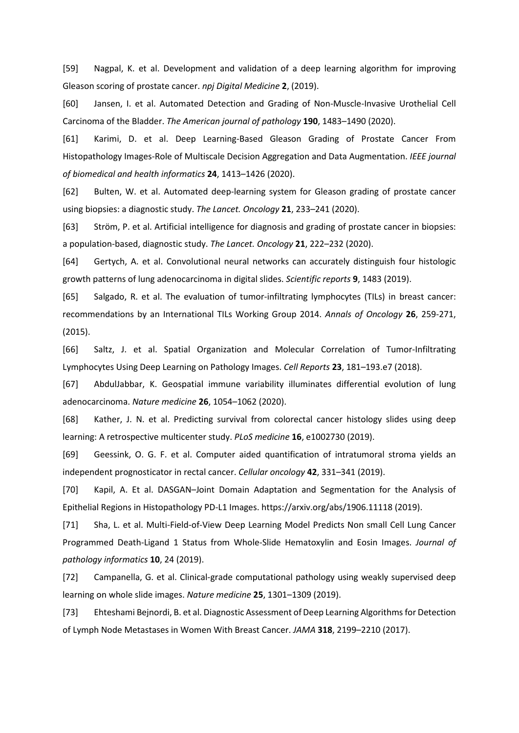[59] Nagpal, K. et al. Development and validation of a deep learning algorithm for improving Gleason scoring of prostate cancer. *npj Digital Medicine* **2**, (2019).

[60] Jansen, I. et al. Automated Detection and Grading of Non-Muscle-Invasive Urothelial Cell Carcinoma of the Bladder. *The American journal of pathology* **190**, 1483–1490 (2020).

[61] Karimi, D. et al. Deep Learning-Based Gleason Grading of Prostate Cancer From Histopathology Images-Role of Multiscale Decision Aggregation and Data Augmentation. *IEEE journal of biomedical and health informatics* **24**, 1413–1426 (2020).

[62] Bulten, W. et al. Automated deep-learning system for Gleason grading of prostate cancer using biopsies: a diagnostic study. *The Lancet. Oncology* **21**, 233–241 (2020).

[63] Ström, P. et al. Artificial intelligence for diagnosis and grading of prostate cancer in biopsies: a population-based, diagnostic study. *The Lancet. Oncology* **21**, 222–232 (2020).

[64] Gertych, A. et al. Convolutional neural networks can accurately distinguish four histologic growth patterns of lung adenocarcinoma in digital slides. *Scientific reports* **9**, 1483 (2019).

[65] Salgado, R. et al. The evaluation of tumor-infiltrating lymphocytes (TILs) in breast cancer: recommendations by an International TILs Working Group 2014. *Annals of Oncology* **26**, 259-271, (2015).

[66] Saltz, J. et al. Spatial Organization and Molecular Correlation of Tumor-Infiltrating Lymphocytes Using Deep Learning on Pathology Images. *Cell Reports* **23**, 181–193.e7 (2018).

[67] AbdulJabbar, K. Geospatial immune variability illuminates differential evolution of lung adenocarcinoma. *Nature medicine* **26**, 1054–1062 (2020).

[68] Kather, J. N. et al. Predicting survival from colorectal cancer histology slides using deep learning: A retrospective multicenter study. *PLoS medicine* **16**, e1002730 (2019).

[69] Geessink, O. G. F. et al. Computer aided quantification of intratumoral stroma yields an independent prognosticator in rectal cancer. *Cellular oncology* **42**, 331–341 (2019).

[70] Kapil, A. Et al. DASGAN–Joint Domain Adaptation and Segmentation for the Analysis of Epithelial Regions in Histopathology PD-L1 Images. https://arxiv.org/abs/1906.11118 (2019).

[71] Sha, L. et al. Multi-Field-of-View Deep Learning Model Predicts Non small Cell Lung Cancer Programmed Death-Ligand 1 Status from Whole-Slide Hematoxylin and Eosin Images. *Journal of pathology informatics* **10**, 24 (2019).

[72] Campanella, G. et al. Clinical-grade computational pathology using weakly supervised deep learning on whole slide images. *Nature medicine* **25**, 1301–1309 (2019).

[73] Ehteshami Bejnordi, B. et al. Diagnostic Assessment of Deep Learning Algorithms for Detection of Lymph Node Metastases in Women With Breast Cancer. *JAMA* **318**, 2199–2210 (2017).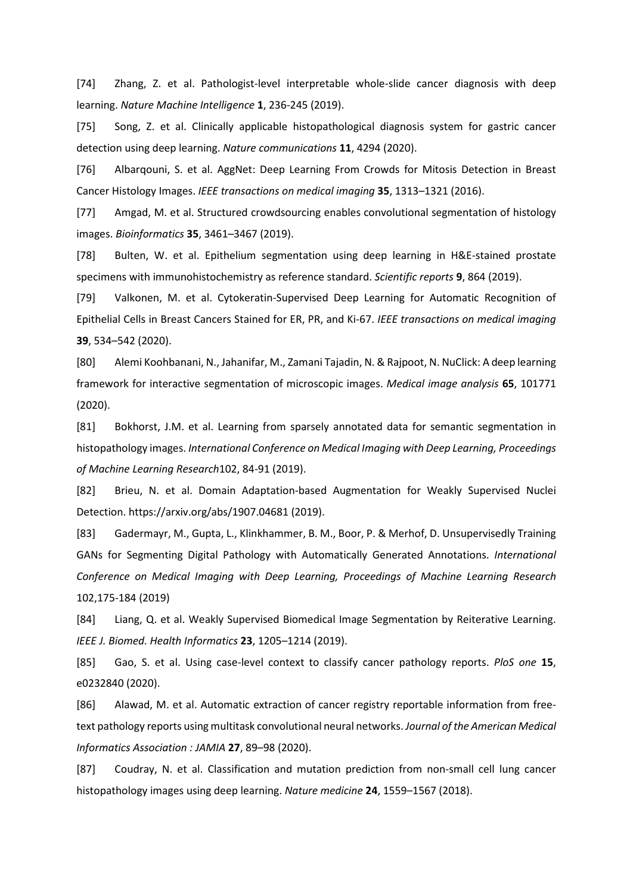[74] Zhang, Z. et al. Pathologist-level interpretable whole-slide cancer diagnosis with deep learning. *Nature Machine Intelligence* **1**, 236-245 (2019).

[75] Song, Z. et al. Clinically applicable histopathological diagnosis system for gastric cancer detection using deep learning. *Nature communications* **11**, 4294 (2020).

[76] Albarqouni, S. et al. AggNet: Deep Learning From Crowds for Mitosis Detection in Breast Cancer Histology Images. *IEEE transactions on medical imaging* **35**, 1313–1321 (2016).

[77] Amgad, M. et al. Structured crowdsourcing enables convolutional segmentation of histology images. *Bioinformatics* **35**, 3461–3467 (2019).

[78] Bulten, W. et al. Epithelium segmentation using deep learning in H&E-stained prostate specimens with immunohistochemistry as reference standard. *Scientific reports* **9**, 864 (2019).

[79] Valkonen, M. et al. Cytokeratin-Supervised Deep Learning for Automatic Recognition of Epithelial Cells in Breast Cancers Stained for ER, PR, and Ki-67. *IEEE transactions on medical imaging* **39**, 534–542 (2020).

[80] Alemi Koohbanani, N., Jahanifar, M., Zamani Tajadin, N. & Rajpoot, N. NuClick: A deep learning framework for interactive segmentation of microscopic images. *Medical image analysis* **65**, 101771 (2020).

[81] Bokhorst, J.M. et al. Learning from sparsely annotated data for semantic segmentation in histopathology images. *International Conference on Medical Imaging with Deep Learning, Proceedings of Machine Learning Research*102, 84-91 (2019).

[82] Brieu, N. et al. Domain Adaptation-based Augmentation for Weakly Supervised Nuclei Detection. https://arxiv.org/abs/1907.04681 (2019).

[83] Gadermayr, M., Gupta, L., Klinkhammer, B. M., Boor, P. & Merhof, D. Unsupervisedly Training GANs for Segmenting Digital Pathology with Automatically Generated Annotations. *International Conference on Medical Imaging with Deep Learning, Proceedings of Machine Learning Research* 102,175-184 (2019)

[84] Liang, Q. et al. Weakly Supervised Biomedical Image Segmentation by Reiterative Learning. *IEEE J. Biomed. Health Informatics* **23**, 1205–1214 (2019).

[85] Gao, S. et al. Using case-level context to classify cancer pathology reports. *PloS one* **15**, e0232840 (2020).

[86] Alawad, M. et al. Automatic extraction of cancer registry reportable information from free-text pathology reports using multitask convolutional neural networks. *Journal of the American Medical Informatics Association : JAMIA* **27**, 89–98 (2020).

[87] Coudray, N. et al. Classification and mutation prediction from non-small cell lung cancer histopathology images using deep learning. *Nature medicine* **24**, 1559–1567 (2018).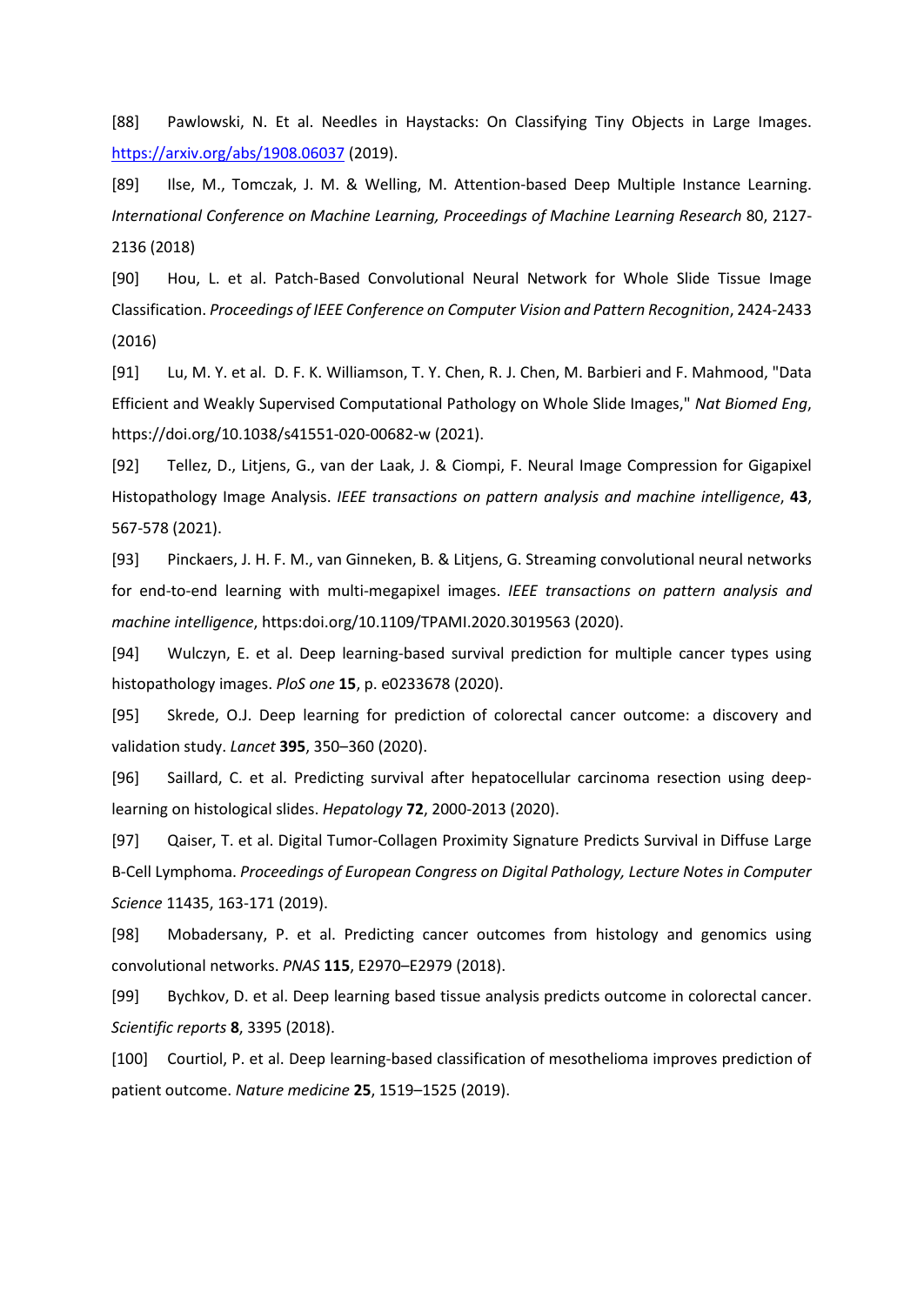[88] Pawlowski, N. Et al. Needles in Haystacks: On Classifying Tiny Objects in Large Images. https://arxiv.org/abs/1908.06037 (2019).

[89] Ilse, M., Tomczak, J. M. & Welling, M. Attention-based Deep Multiple Instance Learning. *International Conference on Machine Learning, Proceedings of Machine Learning Research* 80, 2127-2136 (2018)

[90] Hou, L. et al. Patch-Based Convolutional Neural Network for Whole Slide Tissue Image Classification. *Proceedings of IEEE Conference on Computer Vision and Pattern Recognition*, 2424-2433 (2016)

[91] Lu, M. Y. et al. D. F. K. Williamson, T. Y. Chen, R. J. Chen, M. Barbieri and F. Mahmood, "Data Efficient and Weakly Supervised Computational Pathology on Whole Slide Images," *Nat Biomed Eng*, https://doi.org/10.1038/s41551-020-00682-w (2021).

[92] Tellez, D., Litjens, G., van der Laak, J. & Ciompi, F. Neural Image Compression for Gigapixel Histopathology Image Analysis. *IEEE transactions on pattern analysis and machine intelligence*, **43**, 567-578 (2021).

[93] Pinckaers, J. H. F. M., van Ginneken, B. & Litjens, G. Streaming convolutional neural networks for end-to-end learning with multi-megapixel images. *IEEE transactions on pattern analysis and machine intelligence*, https:doi.org/10.1109/TPAMI.2020.3019563 (2020).

[94] Wulczyn, E. et al. Deep learning-based survival prediction for multiple cancer types using histopathology images. *PloS one* **15**, p. e0233678 (2020).

[95] Skrede, O.J. Deep learning for prediction of colorectal cancer outcome: a discovery and validation study. *Lancet* **395**, 350–360 (2020).

[96] Saillard, C. et al. Predicting survival after hepatocellular carcinoma resection using deep-learning on histological slides. *Hepatology* **72**, 2000-2013 (2020).

[97] Qaiser, T. et al. Digital Tumor-Collagen Proximity Signature Predicts Survival in Diffuse Large B-Cell Lymphoma. *Proceedings of European Congress on Digital Pathology, Lecture Notes in Computer Science* 11435, 163-171 (2019).

[98] Mobadersany, P. et al. Predicting cancer outcomes from histology and genomics using convolutional networks. *PNAS* **115**, E2970–E2979 (2018).

[99] Bychkov, D. et al. Deep learning based tissue analysis predicts outcome in colorectal cancer. *Scientific reports* **8**, 3395 (2018).

[100] Courtiol, P. et al. Deep learning-based classification of mesothelioma improves prediction of patient outcome. *Nature medicine* **25**, 1519–1525 (2019).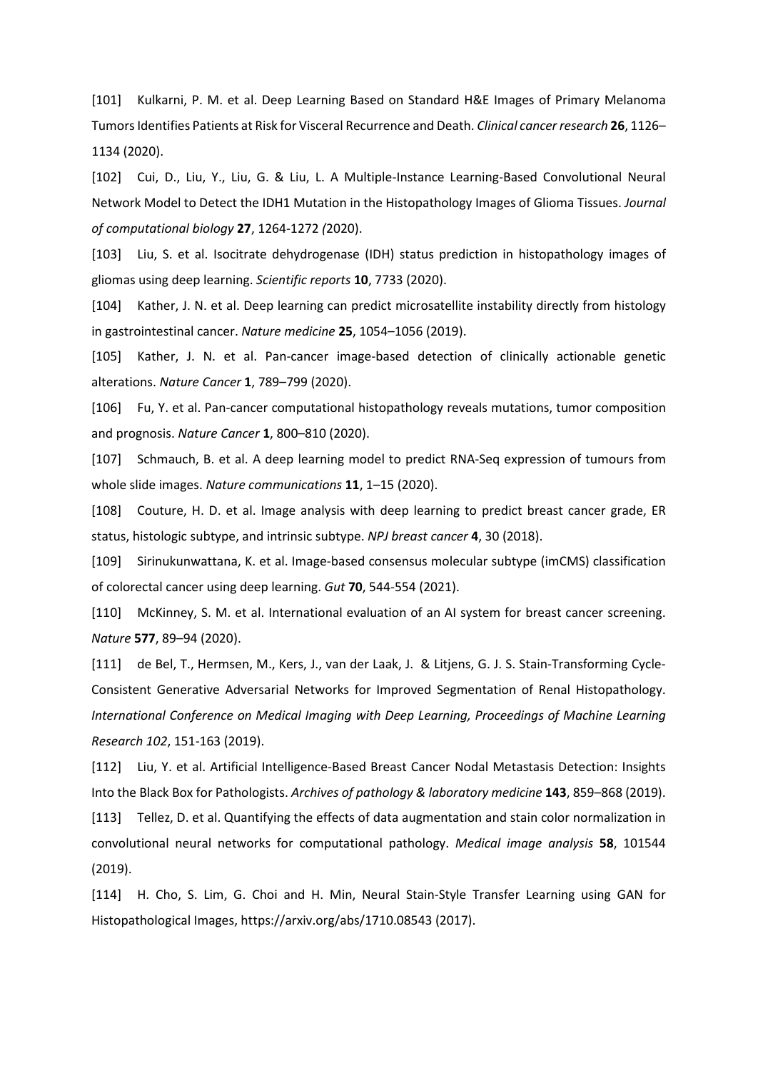[101] Kulkarni, P. M. et al. Deep Learning Based on Standard H&E Images of Primary Melanoma Tumors Identifies Patients at Risk for Visceral Recurrence and Death. *Clinical cancer research* **26**, 1126–1134 (2020).

[102] Cui, D., Liu, Y., Liu, G. & Liu, L. A Multiple-Instance Learning-Based Convolutional Neural Network Model to Detect the IDH1 Mutation in the Histopathology Images of Glioma Tissues. *Journal of computational biology* **27**, 1264-1272 *(*2020).

[103] Liu, S. et al. Isocitrate dehydrogenase (IDH) status prediction in histopathology images of gliomas using deep learning. *Scientific reports* **10**, 7733 (2020).

[104] Kather, J. N. et al. Deep learning can predict microsatellite instability directly from histology in gastrointestinal cancer. *Nature medicine* **25**, 1054–1056 (2019).

[105] Kather, J. N. et al. Pan-cancer image-based detection of clinically actionable genetic alterations. *Nature Cancer* **1**, 789–799 (2020).

[106] Fu, Y. et al. Pan-cancer computational histopathology reveals mutations, tumor composition and prognosis. *Nature Cancer* **1**, 800–810 (2020).

[107] Schmauch, B. et al. A deep learning model to predict RNA-Seq expression of tumours from whole slide images. *Nature communications* **11**, 1–15 (2020).

[108] Couture, H. D. et al. Image analysis with deep learning to predict breast cancer grade, ER status, histologic subtype, and intrinsic subtype. *NPJ breast cancer* **4**, 30 (2018).

[109] Sirinukunwattana, K. et al. Image-based consensus molecular subtype (imCMS) classification of colorectal cancer using deep learning. *Gut* **70**, 544-554 (2021).

[110] McKinney, S. M. et al. International evaluation of an AI system for breast cancer screening. *Nature* **577**, 89–94 (2020).

[111] de Bel, T., Hermsen, M., Kers, J., van der Laak, J. & Litjens, G. J. S. Stain-Transforming Cycle-Consistent Generative Adversarial Networks for Improved Segmentation of Renal Histopathology. *International Conference on Medical Imaging with Deep Learning, Proceedings of Machine Learning Research 102*, 151-163 (2019).

[112] Liu, Y. et al. Artificial Intelligence-Based Breast Cancer Nodal Metastasis Detection: Insights Into the Black Box for Pathologists. *Archives of pathology & laboratory medicine* **143**, 859–868 (2019).

[113] Tellez, D. et al. Quantifying the effects of data augmentation and stain color normalization in convolutional neural networks for computational pathology. *Medical image analysis* **58**, 101544 (2019).

[114] H. Cho, S. Lim, G. Choi and H. Min, Neural Stain-Style Transfer Learning using GAN for Histopathological Images, https://arxiv.org/abs/1710.08543 (2017).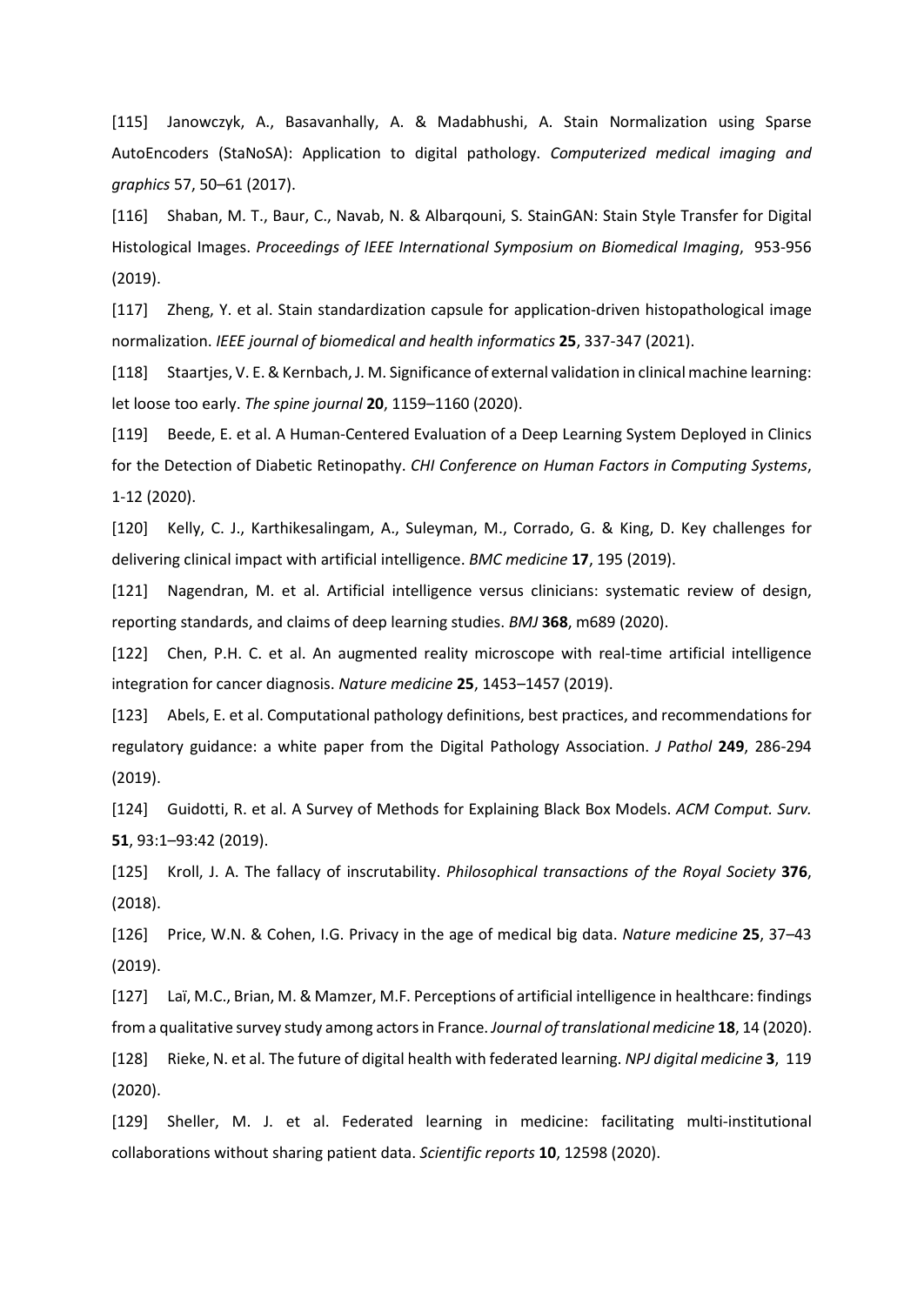[115] Janowczyk, A., Basavanhally, A. & Madabhushi, A. Stain Normalization using Sparse AutoEncoders (StaNoSA): Application to digital pathology. *Computerized medical imaging and graphics* 57, 50–61 (2017).

[116] Shaban, M. T., Baur, C., Navab, N. & Albarqouni, S. StainGAN: Stain Style Transfer for Digital Histological Images. *Proceedings of IEEE International Symposium on Biomedical Imaging*, 953-956 (2019).

[117] Zheng, Y. et al. Stain standardization capsule for application-driven histopathological image normalization. *IEEE journal of biomedical and health informatics* **25**, 337-347 (2021).

[118] Staartjes, V. E. & Kernbach, J. M. Significance of external validation in clinical machine learning: let loose too early. *The spine journal* **20**, 1159–1160 (2020).

[119] Beede, E. et al. A Human-Centered Evaluation of a Deep Learning System Deployed in Clinics for the Detection of Diabetic Retinopathy. *CHI Conference on Human Factors in Computing Systems*, 1-12 (2020).

[120] Kelly, C. J., Karthikesalingam, A., Suleyman, M., Corrado, G. & King, D. Key challenges for delivering clinical impact with artificial intelligence. *BMC medicine* **17**, 195 (2019).

[121] Nagendran, M. et al. Artificial intelligence versus clinicians: systematic review of design, reporting standards, and claims of deep learning studies. *BMJ* **368**, m689 (2020).

[122] Chen, P.H. C. et al. An augmented reality microscope with real-time artificial intelligence integration for cancer diagnosis. *Nature medicine* **25**, 1453–1457 (2019).

[123] Abels, E. et al. Computational pathology definitions, best practices, and recommendations for regulatory guidance: a white paper from the Digital Pathology Association. *J Pathol* **249**, 286-294 (2019).

[124] Guidotti, R. et al. A Survey of Methods for Explaining Black Box Models. *ACM Comput. Surv.* **51**, 93:1–93:42 (2019).

[125] Kroll, J. A. The fallacy of inscrutability. *Philosophical transactions of the Royal Society* **376**, (2018).

[126] Price, W.N. & Cohen, I.G. Privacy in the age of medical big data. *Nature medicine* **25**, 37–43 (2019).

[127] Laï, M.C., Brian, M. & Mamzer, M.F. Perceptions of artificial intelligence in healthcare: findings from a qualitative survey study among actors in France. *Journal of translational medicine* **18**, 14 (2020).

[128] Rieke, N. et al. The future of digital health with federated learning. *NPJ digital medicine* **3**, 119 (2020).

[129] Sheller, M. J. et al. Federated learning in medicine: facilitating multi-institutional collaborations without sharing patient data. *Scientific reports* **10**, 12598 (2020).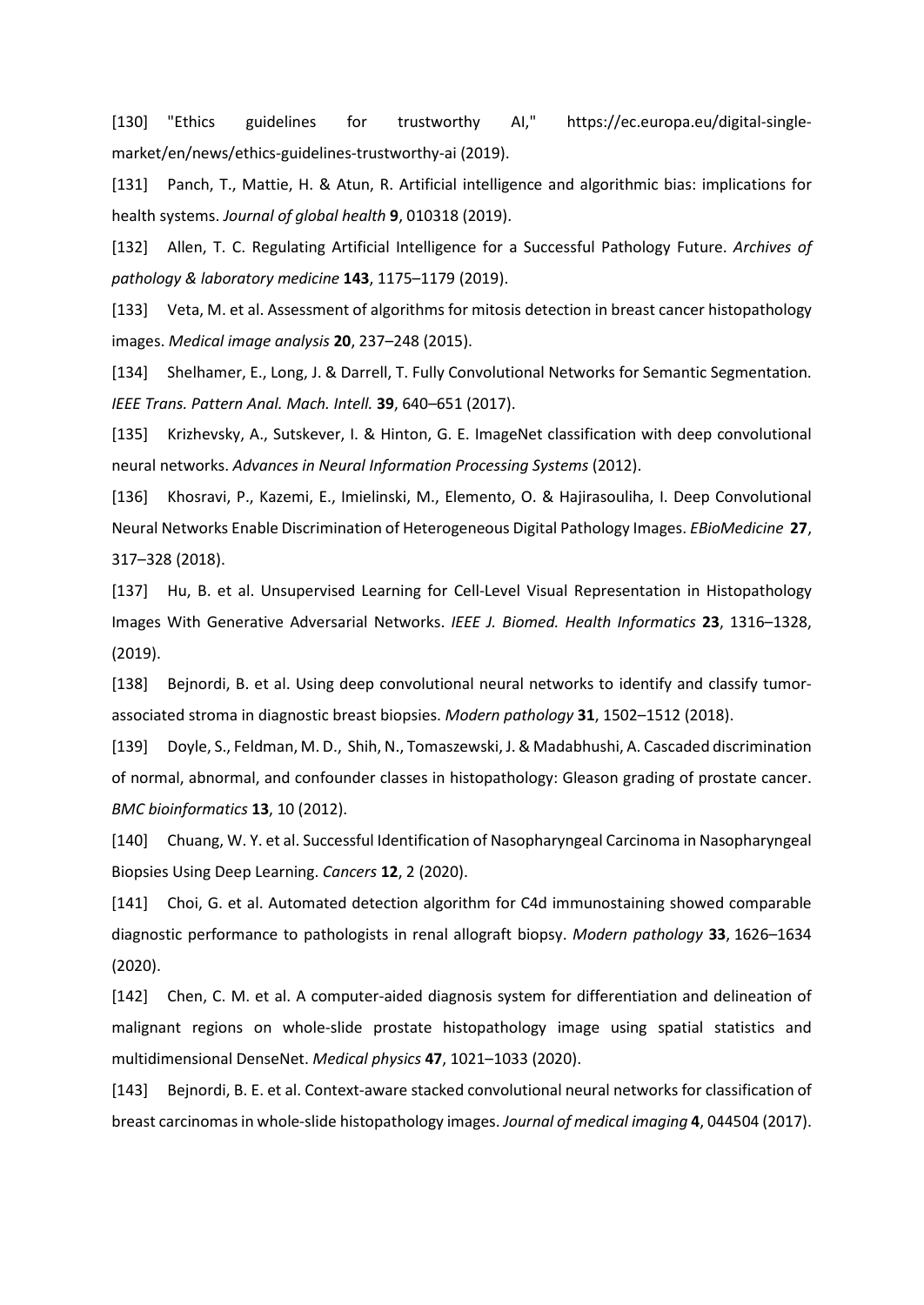[130] "Ethics guidelines for trustworthy AI," https://ec.europa.eu/digital-single-market/en/news/ethics-guidelines-trustworthy-ai (2019).

[131] Panch, T., Mattie, H. & Atun, R. Artificial intelligence and algorithmic bias: implications for health systems. *Journal of global health* **9**, 010318 (2019).

[132] Allen, T. C. Regulating Artificial Intelligence for a Successful Pathology Future. *Archives of pathology & laboratory medicine* **143**, 1175–1179 (2019).

[133] Veta, M. et al. Assessment of algorithms for mitosis detection in breast cancer histopathology images. *Medical image analysis* **20**, 237–248 (2015).

[134] Shelhamer, E., Long, J. & Darrell, T. Fully Convolutional Networks for Semantic Segmentation. *IEEE Trans. Pattern Anal. Mach. Intell.* **39**, 640–651 (2017).

[135] Krizhevsky, A., Sutskever, I. & Hinton, G. E. ImageNet classification with deep convolutional neural networks. *Advances in Neural Information Processing Systems* (2012).

[136] Khosravi, P., Kazemi, E., Imielinski, M., Elemento, O. & Hajirasouliha, I. Deep Convolutional Neural Networks Enable Discrimination of Heterogeneous Digital Pathology Images. *EBioMedicine* **27**, 317–328 (2018).

[137] Hu, B. et al. Unsupervised Learning for Cell-Level Visual Representation in Histopathology Images With Generative Adversarial Networks. *IEEE J. Biomed. Health Informatics* **23**, 1316–1328, (2019).

[138] Bejnordi, B. et al. Using deep convolutional neural networks to identify and classify tumor-associated stroma in diagnostic breast biopsies. *Modern pathology* **31**, 1502–1512 (2018).

[139] Doyle, S., Feldman, M. D., Shih, N., Tomaszewski, J. & Madabhushi, A. Cascaded discrimination of normal, abnormal, and confounder classes in histopathology: Gleason grading of prostate cancer. *BMC bioinformatics* **13**, 10 (2012).

[140] Chuang, W. Y. et al. Successful Identification of Nasopharyngeal Carcinoma in Nasopharyngeal Biopsies Using Deep Learning. *Cancers* **12**, 2 (2020).

[141] Choi, G. et al. Automated detection algorithm for C4d immunostaining showed comparable diagnostic performance to pathologists in renal allograft biopsy. *Modern pathology* **33**, 1626–1634 (2020).

[142] Chen, C. M. et al. A computer-aided diagnosis system for differentiation and delineation of malignant regions on whole-slide prostate histopathology image using spatial statistics and multidimensional DenseNet. *Medical physics* **47**, 1021–1033 (2020).

[143] Bejnordi, B. E. et al. Context-aware stacked convolutional neural networks for classification of breast carcinomas in whole-slide histopathology images. *Journal of medical imaging* **4**, 044504 (2017).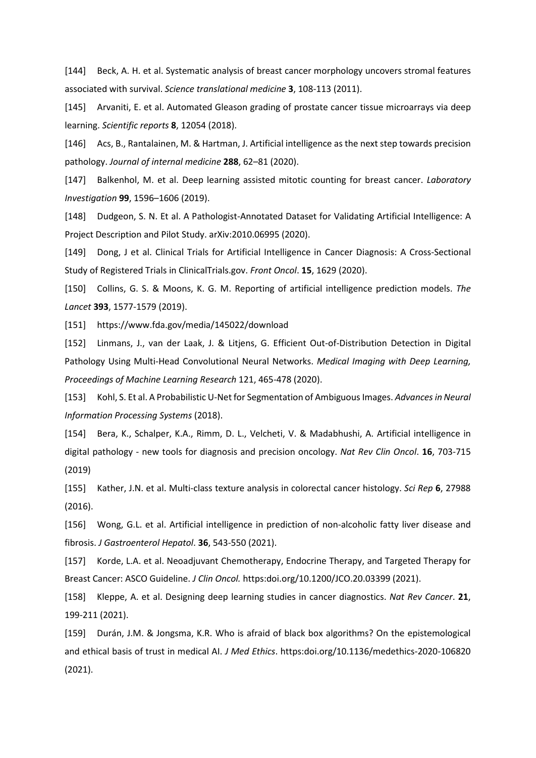[144] Beck, A. H. et al. Systematic analysis of breast cancer morphology uncovers stromal features associated with survival. *Science translational medicine* **3**, 108-113 (2011).

[145] Arvaniti, E. et al. Automated Gleason grading of prostate cancer tissue microarrays via deep learning. *Scientific reports* **8**, 12054 (2018).

[146] Acs, B., Rantalainen, M. & Hartman, J. Artificial intelligence as the next step towards precision pathology. *Journal of internal medicine* **288**, 62–81 (2020).

[147] Balkenhol, M. et al. Deep learning assisted mitotic counting for breast cancer. *Laboratory Investigation* **99**, 1596–1606 (2019).

[148] Dudgeon, S. N. Et al. A Pathologist-Annotated Dataset for Validating Artificial Intelligence: A Project Description and Pilot Study. arXiv:2010.06995 (2020).

[149] Dong, J et al. Clinical Trials for Artificial Intelligence in Cancer Diagnosis: A Cross-Sectional Study of Registered Trials in ClinicalTrials.gov. *Front Oncol*. **15**, 1629 (2020).

[150] Collins, G. S. & Moons, K. G. M. Reporting of artificial intelligence prediction models. *The Lancet* **393**, 1577-1579 (2019).

[151] https://www.fda.gov/media/145022/download

[152] Linmans, J., van der Laak, J. & Litjens, G. Efficient Out-of-Distribution Detection in Digital Pathology Using Multi-Head Convolutional Neural Networks. *Medical Imaging with Deep Learning, Proceedings of Machine Learning Research* 121, 465-478 (2020).

[153] Kohl, S. Et al. A Probabilistic U-Net for Segmentation of Ambiguous Images. *Advances in Neural Information Processing Systems* (2018).

[154] Bera, K., Schalper, K.A., Rimm, D. L., Velcheti, V. & Madabhushi, A. Artificial intelligence in digital pathology - new tools for diagnosis and precision oncology. *Nat Rev Clin Oncol*. **16**, 703-715 (2019)

[155] Kather, J.N. et al. Multi-class texture analysis in colorectal cancer histology. *Sci Rep* **6**, 27988 (2016).

[156] Wong, G.L. et al. Artificial intelligence in prediction of non-alcoholic fatty liver disease and fibrosis. *J Gastroenterol Hepatol*. **36**, 543-550 (2021).

[157] Korde, L.A. et al. Neoadjuvant Chemotherapy, Endocrine Therapy, and Targeted Therapy for Breast Cancer: ASCO Guideline. *J Clin Oncol.* https:doi.org/10.1200/JCO.20.03399 (2021).

[158] Kleppe, A. et al. Designing deep learning studies in cancer diagnostics. *Nat Rev Cancer*. **21**, 199-211 (2021).

[159] Durán, J.M. & Jongsma, K.R. Who is afraid of black box algorithms? On the epistemological and ethical basis of trust in medical AI. *J Med Ethics*. https:doi.org/10.1136/medethics-2020-106820 (2021).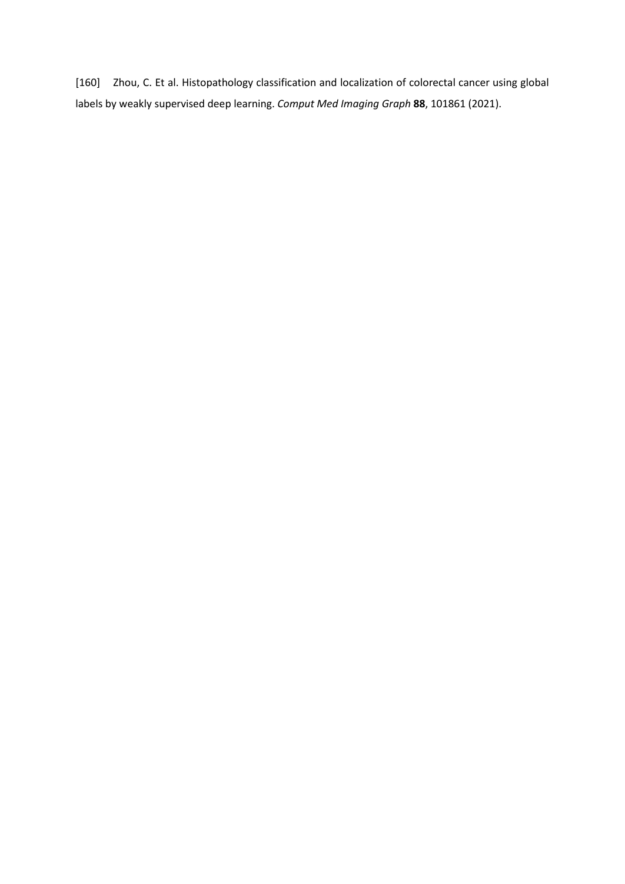[160] Zhou, C. Et al. Histopathology classification and localization of colorectal cancer using global labels by weakly supervised deep learning. *Comput Med Imaging Graph* **88**, 101861 (2021).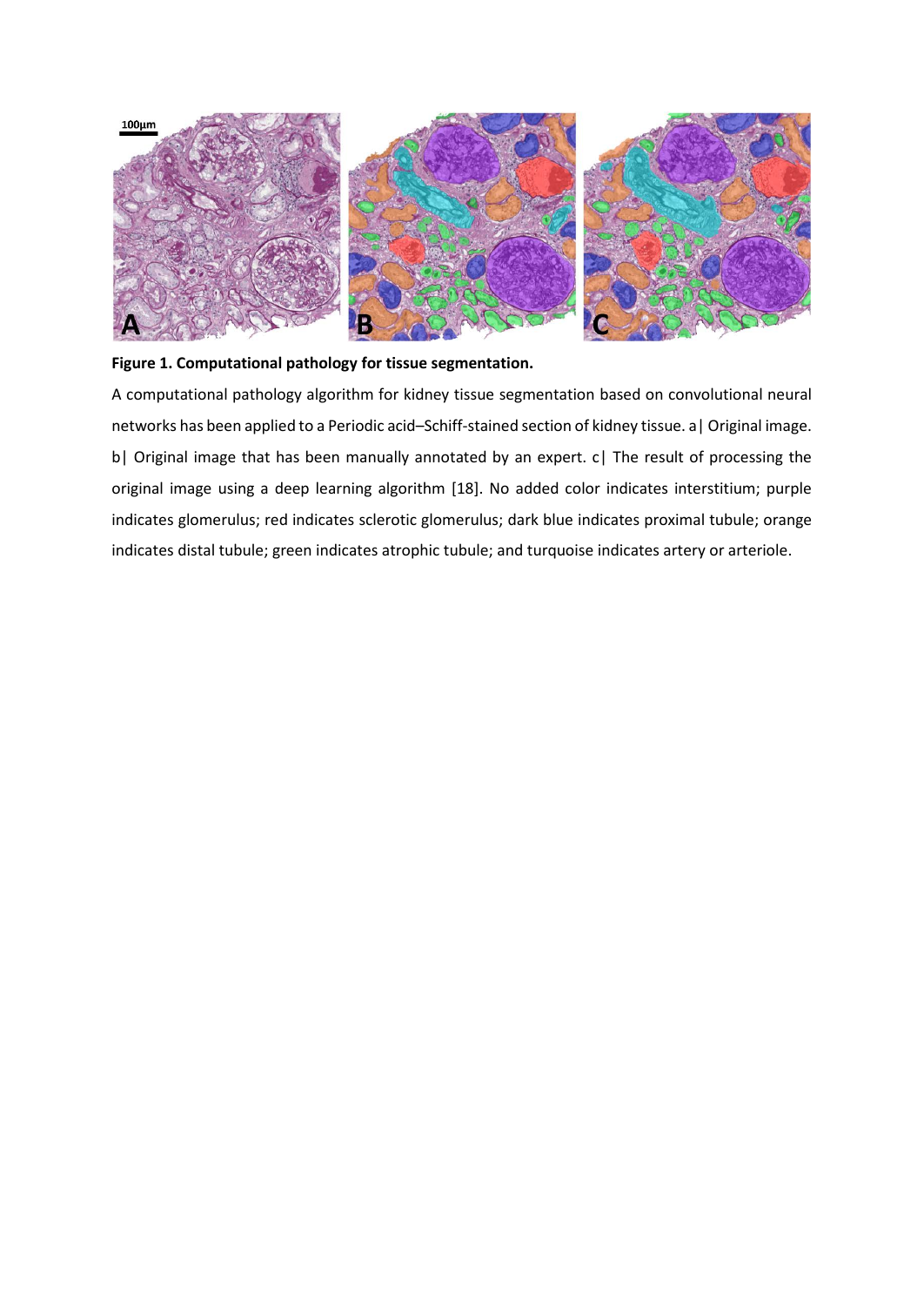**Figure 1. Computational pathology for tissue segmentation.**

A computational pathology algorithm for kidney tissue segmentation based on convolutional neural networks has been applied to a Periodic acid–Schiff-stained section of kidney tissue. a| Original image. b| Original image that has been manually annotated by an expert. c| The result of processing the original image using a deep learning algorithm [18]. No added color indicates interstitium; purple indicates glomerulus; red indicates sclerotic glomerulus; dark blue indicates proximal tubule; orange indicates distal tubule; green indicates atrophic tubule; and turquoise indicates artery or arteriole.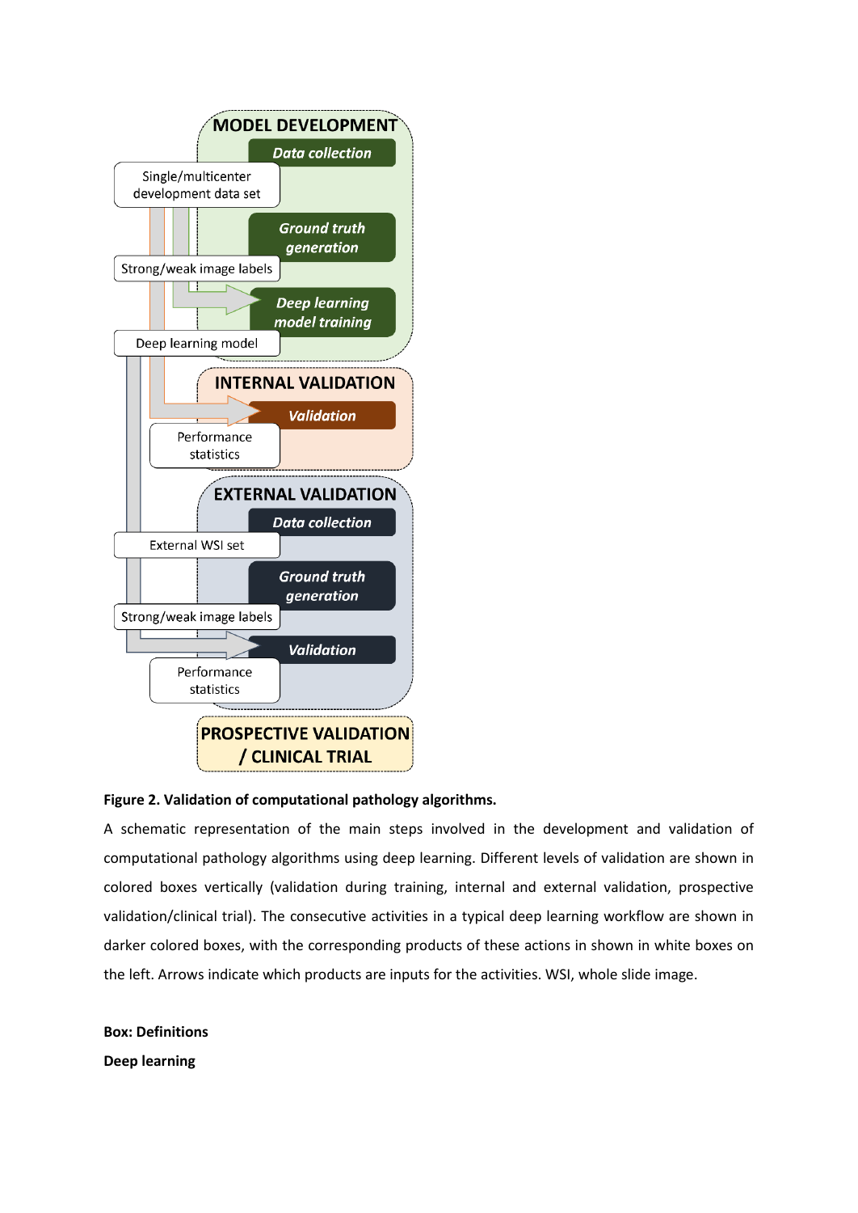**Figure 2. Validation of computational pathology algorithms.**

A schematic representation of the main steps involved in the development and validation of computational pathology algorithms using deep learning. Different levels of validation are shown in colored boxes vertically (validation during training, internal and external validation, prospective validation/clinical trial). The consecutive activities in a typical deep learning workflow are shown in darker colored boxes, with the corresponding products of these actions in shown in white boxes on the left. Arrows indicate which products are inputs for the activities. WSI, whole slide image.

**Box: Definitions**

**Deep learning**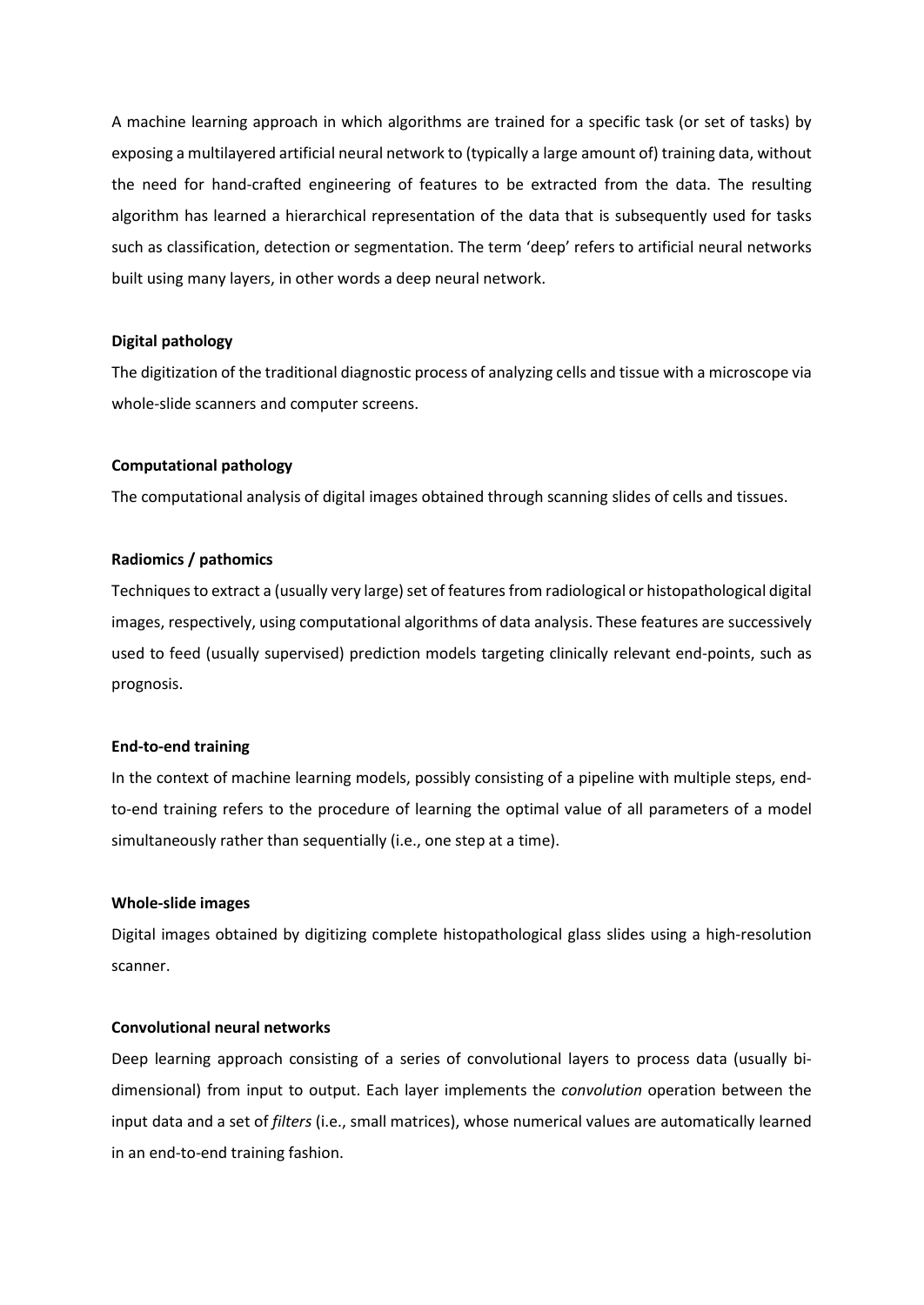A machine learning approach in which algorithms are trained for a specific task (or set of tasks) by exposing a multilayered artificial neural network to (typically a large amount of) training data, without the need for hand-crafted engineering of features to be extracted from the data. The resulting algorithm has learned a hierarchical representation of the data that is subsequently used for tasks such as classification, detection or segmentation. The term 'deep' refers to artificial neural networks built using many layers, in other words a deep neural network.

**Digital pathology**

The digitization of the traditional diagnostic process of analyzing cells and tissue with a microscope via whole-slide scanners and computer screens.

**Computational pathology**

The computational analysis of digital images obtained through scanning slides of cells and tissues.

**Radiomics / pathomics**

Techniques to extract a (usually very large) set of features from radiological or histopathological digital images, respectively, using computational algorithms of data analysis. These features are successively used to feed (usually supervised) prediction models targeting clinically relevant end-points, such as prognosis.

**End-to-end training**

In the context of machine learning models, possibly consisting of a pipeline with multiple steps, end-to-end training refers to the procedure of learning the optimal value of all parameters of a model simultaneously rather than sequentially (i.e., one step at a time).

**Whole-slide images**

Digital images obtained by digitizing complete histopathological glass slides using a high-resolution scanner.

**Convolutional neural networks**

Deep learning approach consisting of a series of convolutional layers to process data (usually bi-dimensional) from input to output. Each layer implements the *convolution* operation between the input data and a set of *filters* (i.e., small matrices), whose numerical values are automatically learned in an end-to-end training fashion.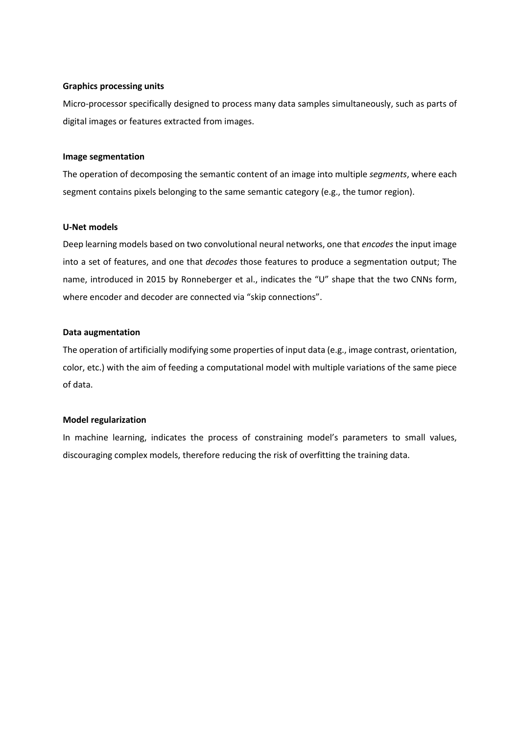**Graphics processing units**

Micro-processor specifically designed to process many data samples simultaneously, such as parts of digital images or features extracted from images.

**Image segmentation**

The operation of decomposing the semantic content of an image into multiple *segments*, where each segment contains pixels belonging to the same semantic category (e.g., the tumor region).

**U-Net models**

Deep learning models based on two convolutional neural networks, one that *encodes* the input image into a set of features, and one that *decodes* those features to produce a segmentation output; The name, introduced in 2015 by Ronneberger et al., indicates the "U" shape that the two CNNs form, where encoder and decoder are connected via "skip connections".

**Data augmentation**

The operation of artificially modifying some properties of input data (e.g., image contrast, orientation, color, etc.) with the aim of feeding a computational model with multiple variations of the same piece of data.

**Model regularization**

In machine learning, indicates the process of constraining model's parameters to small values, discouraging complex models, therefore reducing the risk of overfitting the training data.